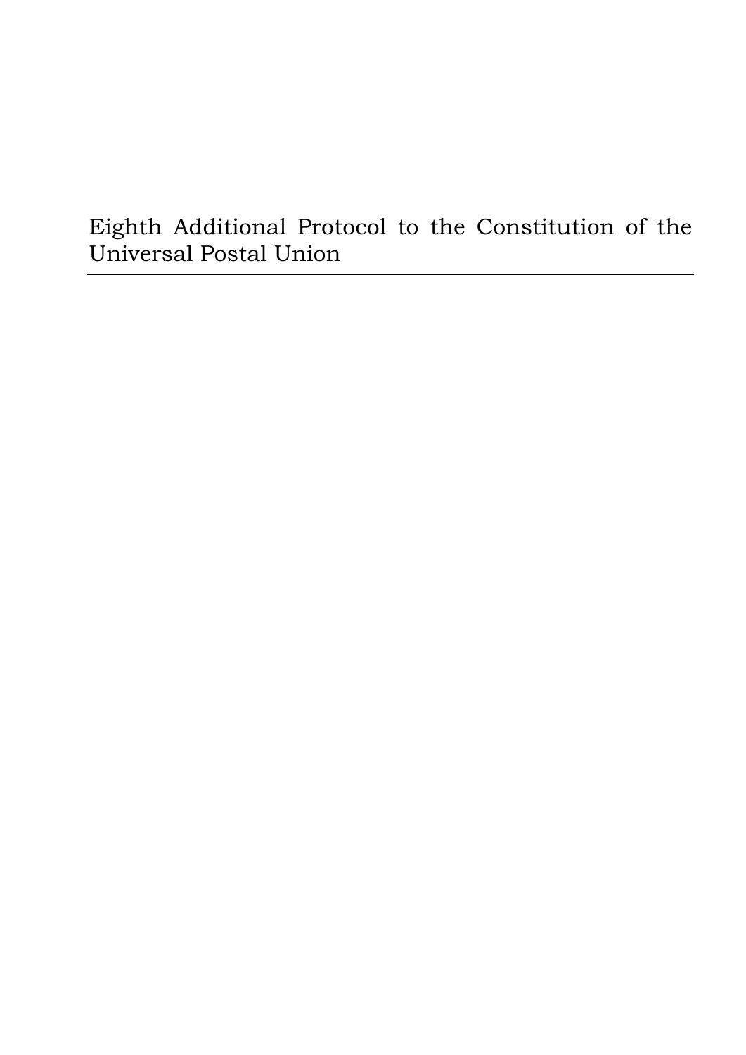# Eighth Additional Protocol to the Constitution of the Universal Postal Union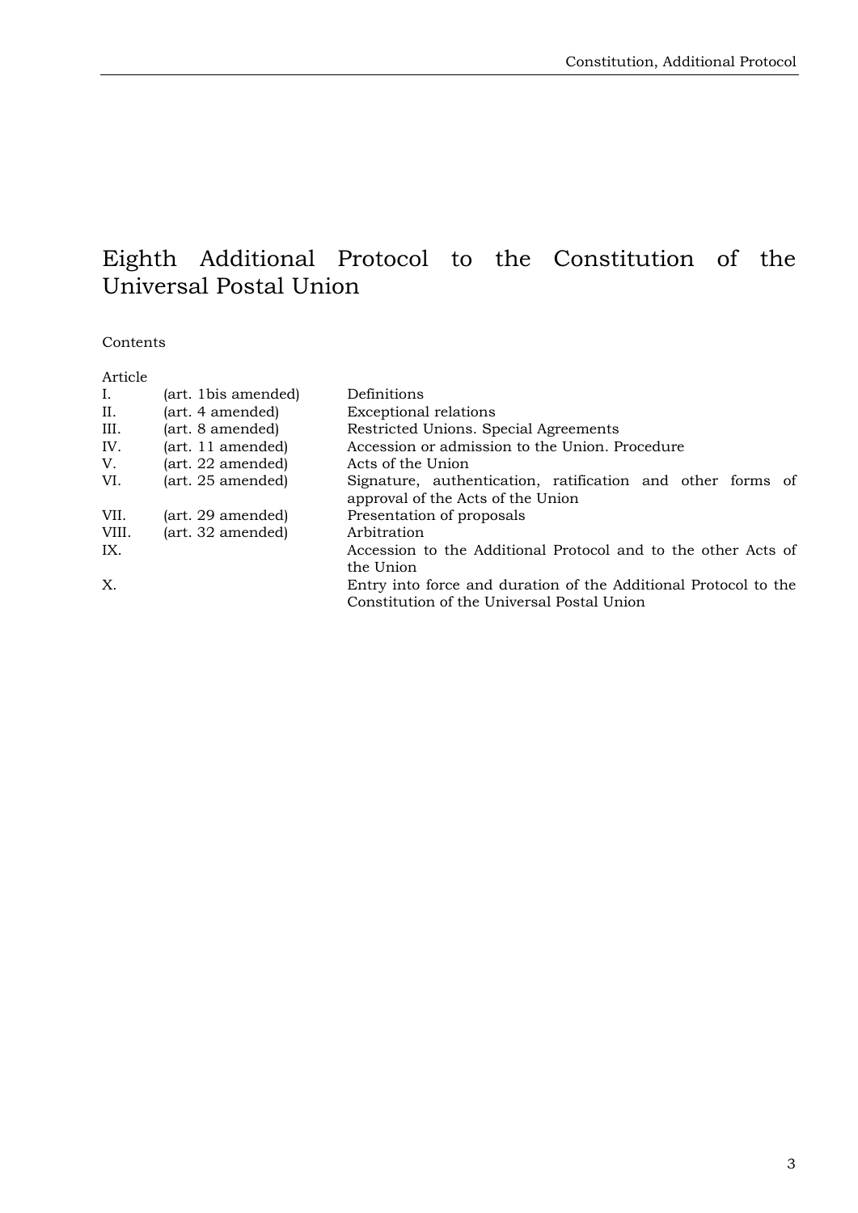# Eighth Additional Protocol to the Constitution of the Universal Postal Union

Contents

| Article | | |
|---|---|---|
| I. | (art. 1bis amended) | Definitions |
| II. | (art. 4 amended) | Exceptional relations |
| III. | (art. 8 amended) | Restricted Unions. Special Agreements |
| IV. | (art. 11 amended) | Accession or admission to the Union. Procedure |
| V. | (art. 22 amended) | Acts of the Union |
| VI. | (art. 25 amended) | Signature, authentication, ratification and other forms of approval of the Acts of the Union |
| VII. | (art. 29 amended) | Presentation of proposals |
| VIII. | (art. 32 amended) | Arbitration |
| IX. | | Accession to the Additional Protocol and to the other Acts of the Union |
| X. | | Entry into force and duration of the Additional Protocol to the Constitution of the Universal Postal Union |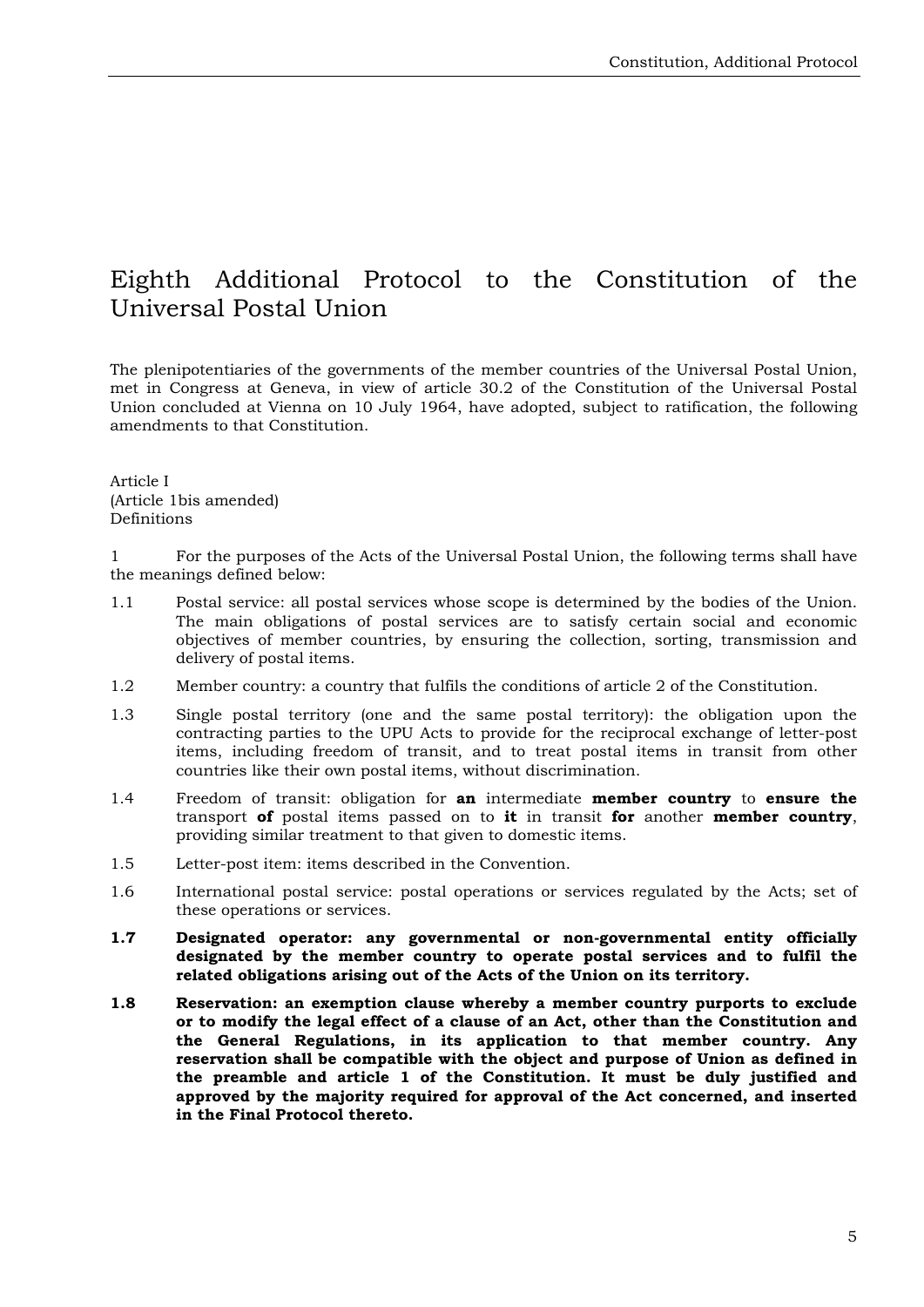# Eighth Additional Protocol to the Constitution of the Universal Postal Union

The plenipotentiaries of the governments of the member countries of the Universal Postal Union, met in Congress at Geneva, in view of article 30.2 of the Constitution of the Universal Postal Union concluded at Vienna on 10 July 1964, have adopted, subject to ratification, the following amendments to that Constitution.

Article I
(Article 1bis amended)
Definitions

1 For the purposes of the Acts of the Universal Postal Union, the following terms shall have the meanings defined below:

1.1 Postal service: all postal services whose scope is determined by the bodies of the Union. The main obligations of postal services are to satisfy certain social and economic objectives of member countries, by ensuring the collection, sorting, transmission and delivery of postal items.

1.2 Member country: a country that fulfils the conditions of article 2 of the Constitution.

1.3 Single postal territory (one and the same postal territory): the obligation upon the contracting parties to the UPU Acts to provide for the reciprocal exchange of letter-post items, including freedom of transit, and to treat postal items in transit from other countries like their own postal items, without discrimination.

1.4 Freedom of transit: obligation for **an** intermediate **member country** to **ensure the** transport **of** postal items passed on to **it** in transit **for** another **member country**, providing similar treatment to that given to domestic items.

1.5 Letter-post item: items described in the Convention.

1.6 International postal service: postal operations or services regulated by the Acts; set of these operations or services.

**1.7 Designated operator: any governmental or non-governmental entity officially designated by the member country to operate postal services and to fulfil the related obligations arising out of the Acts of the Union on its territory.**

**1.8 Reservation: an exemption clause whereby a member country purports to exclude or to modify the legal effect of a clause of an Act, other than the Constitution and the General Regulations, in its application to that member country. Any reservation shall be compatible with the object and purpose of Union as defined in the preamble and article 1 of the Constitution. It must be duly justified and approved by the majority required for approval of the Act concerned, and inserted in the Final Protocol thereto.**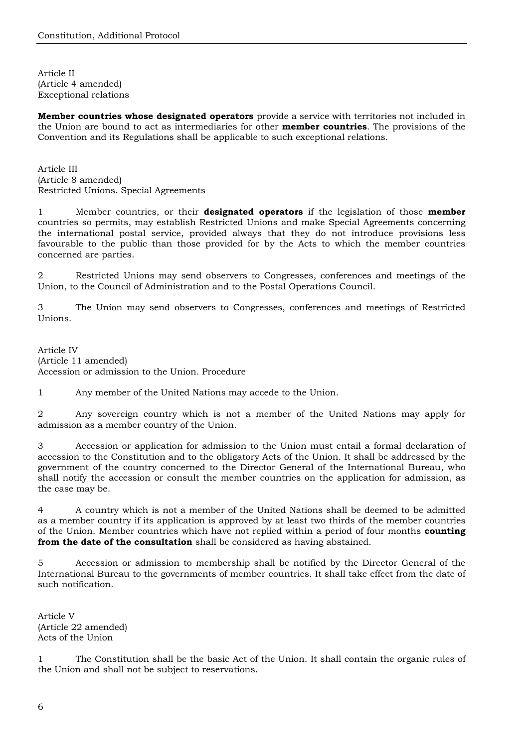Article II
(Article 4 amended)
Exceptional relations

**Member countries whose designated operators** provide a service with territories not included in the Union are bound to act as intermediaries for other **member countries**. The provisions of the Convention and its Regulations shall be applicable to such exceptional relations.

Article III
(Article 8 amended)
Restricted Unions. Special Agreements

1 Member countries, or their **designated operators** if the legislation of those **member** countries so permits, may establish Restricted Unions and make Special Agreements concerning the international postal service, provided always that they do not introduce provisions less favourable to the public than those provided for by the Acts to which the member countries concerned are parties.

2 Restricted Unions may send observers to Congresses, conferences and meetings of the Union, to the Council of Administration and to the Postal Operations Council.

3 The Union may send observers to Congresses, conferences and meetings of Restricted Unions.

Article IV
(Article 11 amended)
Accession or admission to the Union. Procedure

1 Any member of the United Nations may accede to the Union.

2 Any sovereign country which is not a member of the United Nations may apply for admission as a member country of the Union.

3 Accession or application for admission to the Union must entail a formal declaration of accession to the Constitution and to the obligatory Acts of the Union. It shall be addressed by the government of the country concerned to the Director General of the International Bureau, who shall notify the accession or consult the member countries on the application for admission, as the case may be.

4 A country which is not a member of the United Nations shall be deemed to be admitted as a member country if its application is approved by at least two thirds of the member countries of the Union. Member countries which have not replied within a period of four months **counting from the date of the consultation** shall be considered as having abstained.

5 Accession or admission to membership shall be notified by the Director General of the International Bureau to the governments of member countries. It shall take effect from the date of such notification.

Article V
(Article 22 amended)
Acts of the Union

1 The Constitution shall be the basic Act of the Union. It shall contain the organic rules of the Union and shall not be subject to reservations.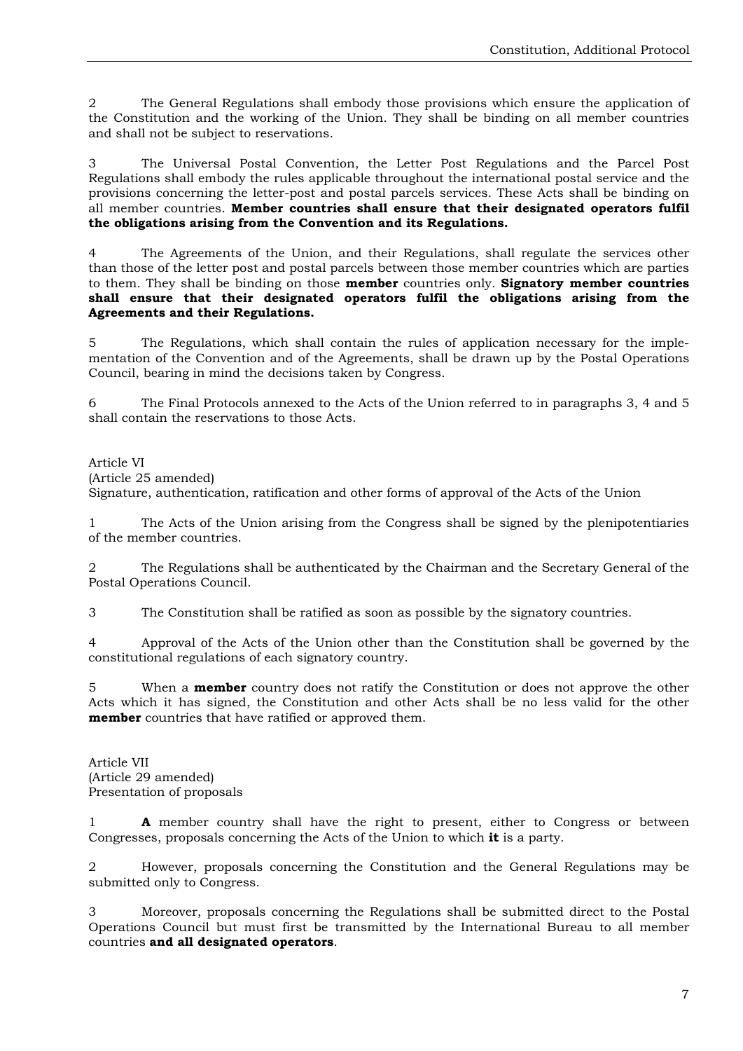2 The General Regulations shall embody those provisions which ensure the application of the Constitution and the working of the Union. They shall be binding on all member countries and shall not be subject to reservations.

3 The Universal Postal Convention, the Letter Post Regulations and the Parcel Post Regulations shall embody the rules applicable throughout the international postal service and the provisions concerning the letter-post and postal parcels services. These Acts shall be binding on all member countries. **Member countries shall ensure that their designated operators fulfil the obligations arising from the Convention and its Regulations.**

4 The Agreements of the Union, and their Regulations, shall regulate the services other than those of the letter post and postal parcels between those member countries which are parties to them. They shall be binding on those **member** countries only. **Signatory member countries shall ensure that their designated operators fulfil the obligations arising from the Agreements and their Regulations.**

5 The Regulations, which shall contain the rules of application necessary for the implementation of the Convention and of the Agreements, shall be drawn up by the Postal Operations Council, bearing in mind the decisions taken by Congress.

6 The Final Protocols annexed to the Acts of the Union referred to in paragraphs 3, 4 and 5 shall contain the reservations to those Acts.

Article VI
(Article 25 amended)
Signature, authentication, ratification and other forms of approval of the Acts of the Union

1 The Acts of the Union arising from the Congress shall be signed by the plenipotentiaries of the member countries.

2 The Regulations shall be authenticated by the Chairman and the Secretary General of the Postal Operations Council.

3 The Constitution shall be ratified as soon as possible by the signatory countries.

4 Approval of the Acts of the Union other than the Constitution shall be governed by the constitutional regulations of each signatory country.

5 When a **member** country does not ratify the Constitution or does not approve the other Acts which it has signed, the Constitution and other Acts shall be no less valid for the other **member** countries that have ratified or approved them.

Article VII
(Article 29 amended)
Presentation of proposals

1 **A** member country shall have the right to present, either to Congress or between Congresses, proposals concerning the Acts of the Union to which **it** is a party.

2 However, proposals concerning the Constitution and the General Regulations may be submitted only to Congress.

3 Moreover, proposals concerning the Regulations shall be submitted direct to the Postal Operations Council but must first be transmitted by the International Bureau to all member countries **and all designated operators**.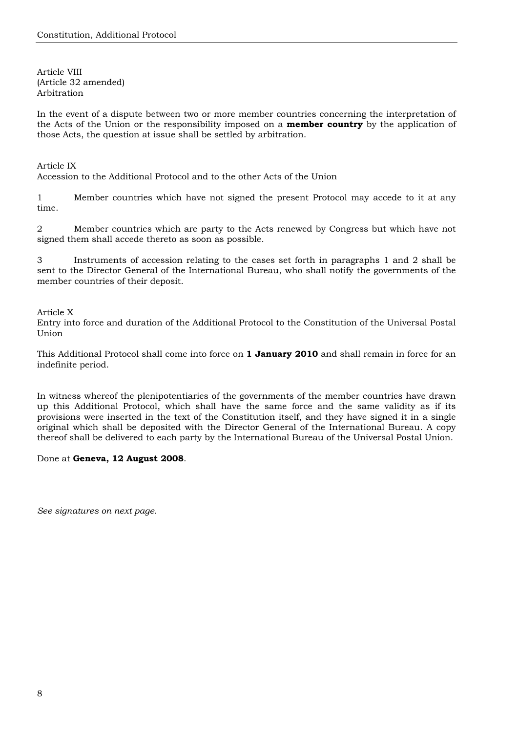Article VIII
(Article 32 amended)
Arbitration

In the event of a dispute between two or more member countries concerning the interpretation of the Acts of the Union or the responsibility imposed on a **member country** by the application of those Acts, the question at issue shall be settled by arbitration.

Article IX
Accession to the Additional Protocol and to the other Acts of the Union

1 Member countries which have not signed the present Protocol may accede to it at any time.

2 Member countries which are party to the Acts renewed by Congress but which have not signed them shall accede thereto as soon as possible.

3 Instruments of accession relating to the cases set forth in paragraphs 1 and 2 shall be sent to the Director General of the International Bureau, who shall notify the governments of the member countries of their deposit.

Article X
Entry into force and duration of the Additional Protocol to the Constitution of the Universal Postal Union

This Additional Protocol shall come into force on **1 January 2010** and shall remain in force for an indefinite period.

In witness whereof the plenipotentiaries of the governments of the member countries have drawn up this Additional Protocol, which shall have the same force and the same validity as if its provisions were inserted in the text of the Constitution itself, and they have signed it in a single original which shall be deposited with the Director General of the International Bureau. A copy thereof shall be delivered to each party by the International Bureau of the Universal Postal Union.

Done at **Geneva, 12 August 2008**.

*See signatures on next page.*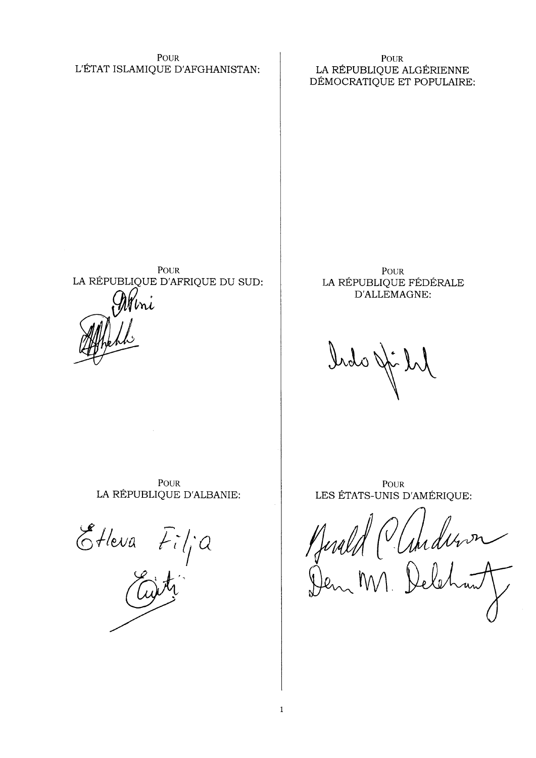POUR
L'ÉTAT ISLAMIQUE D'AFGHANISTAN:

POUR
LA RÉPUBLIQUE D'AFRIQUE DU SUD:

POUR
LA RÉPUBLIQUE D'ALBANIE:

POUR
LA RÉPUBLIQUE ALGÉRIENNE DÉMOCRATIQUE ET POPULAIRE:

POUR
LA RÉPUBLIQUE FÉDÉRALE D'ALLEMAGNE:

POUR
LES ÉTATS-UNIS D'AMÉRIQUE: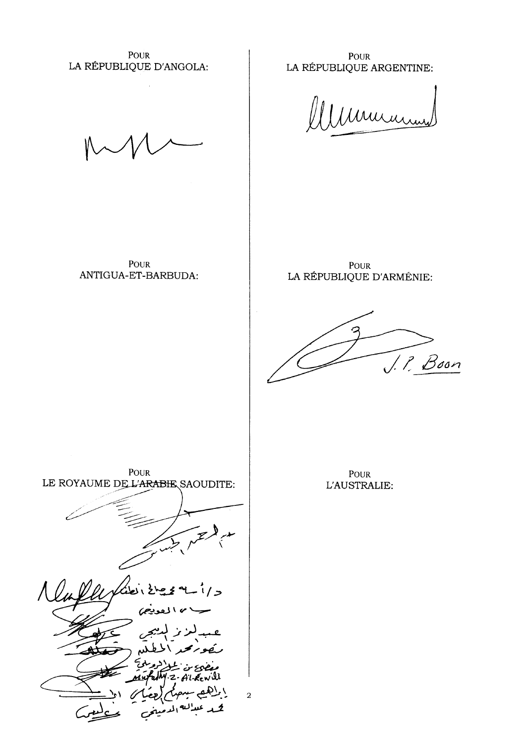POUR
LA RÉPUBLIQUE D'ANGOLA:

POUR
ANTIGUA-ET-BARBUDA:

POUR
LE ROYAUME DE ~~L'ARABIE~~ SAOUDITE:

Mufadhy Z. Al-Rewili

POUR
LA RÉPUBLIQUE ARGENTINE:

POUR
LA RÉPUBLIQUE D'ARMÉNIE:

J. P. Boon

POUR
L'AUSTRALIE: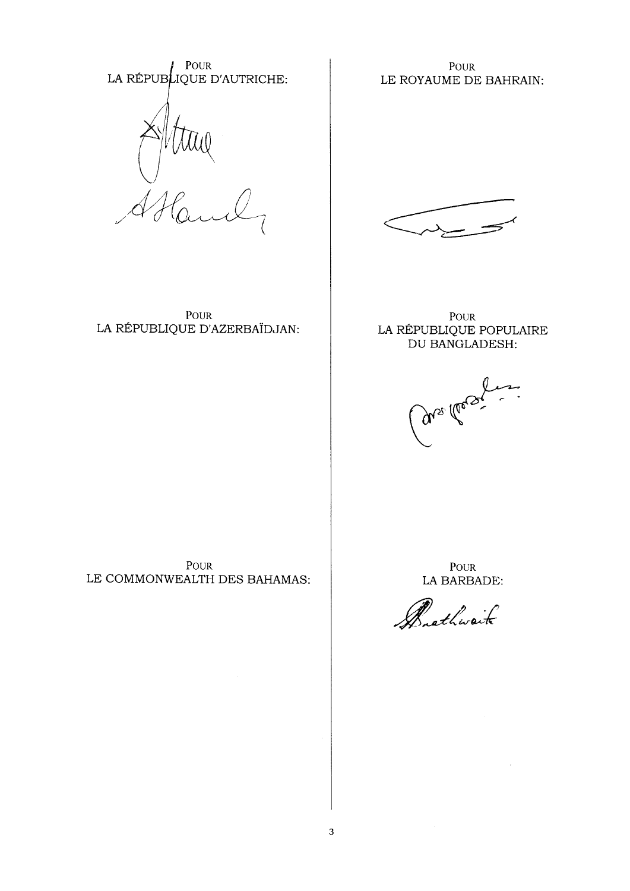POUR
LA RÉPUBLIQUE D'AUTRICHE:

POUR
LE ROYAUME DE BAHRAIN:

POUR
LA RÉPUBLIQUE D'AZERBAÏDJAN:

POUR
LA RÉPUBLIQUE POPULAIRE
DU BANGLADESH:

POUR
LE COMMONWEALTH DES BAHAMAS:

POUR
LA BARBADE: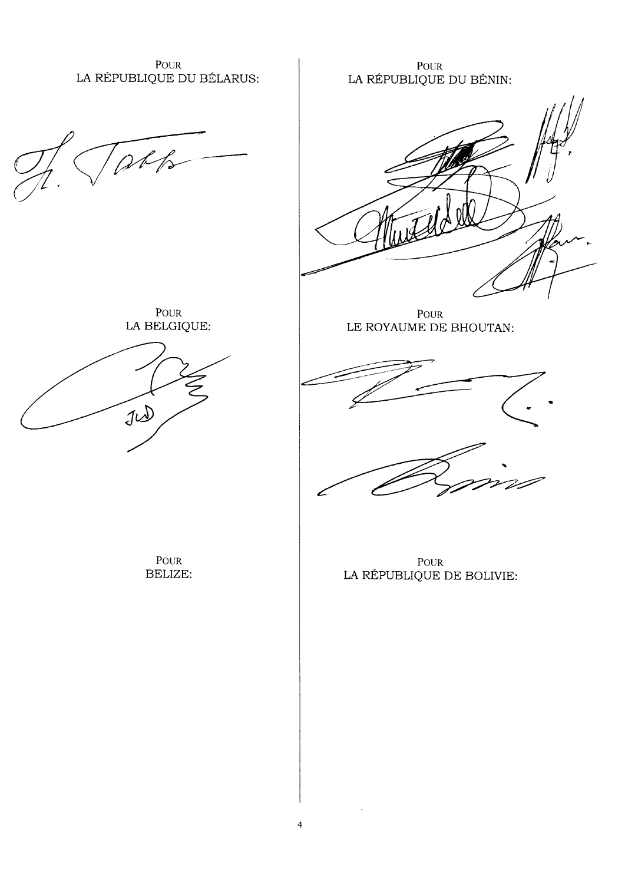POUR
LA RÉPUBLIQUE DU BÉLARUS:

POUR
LA BELGIQUE:

POUR
BELIZE:

POUR
LA RÉPUBLIQUE DU BÉNIN:

POUR
LE ROYAUME DE BHOUTAN:

POUR
LA RÉPUBLIQUE DE BOLIVIE: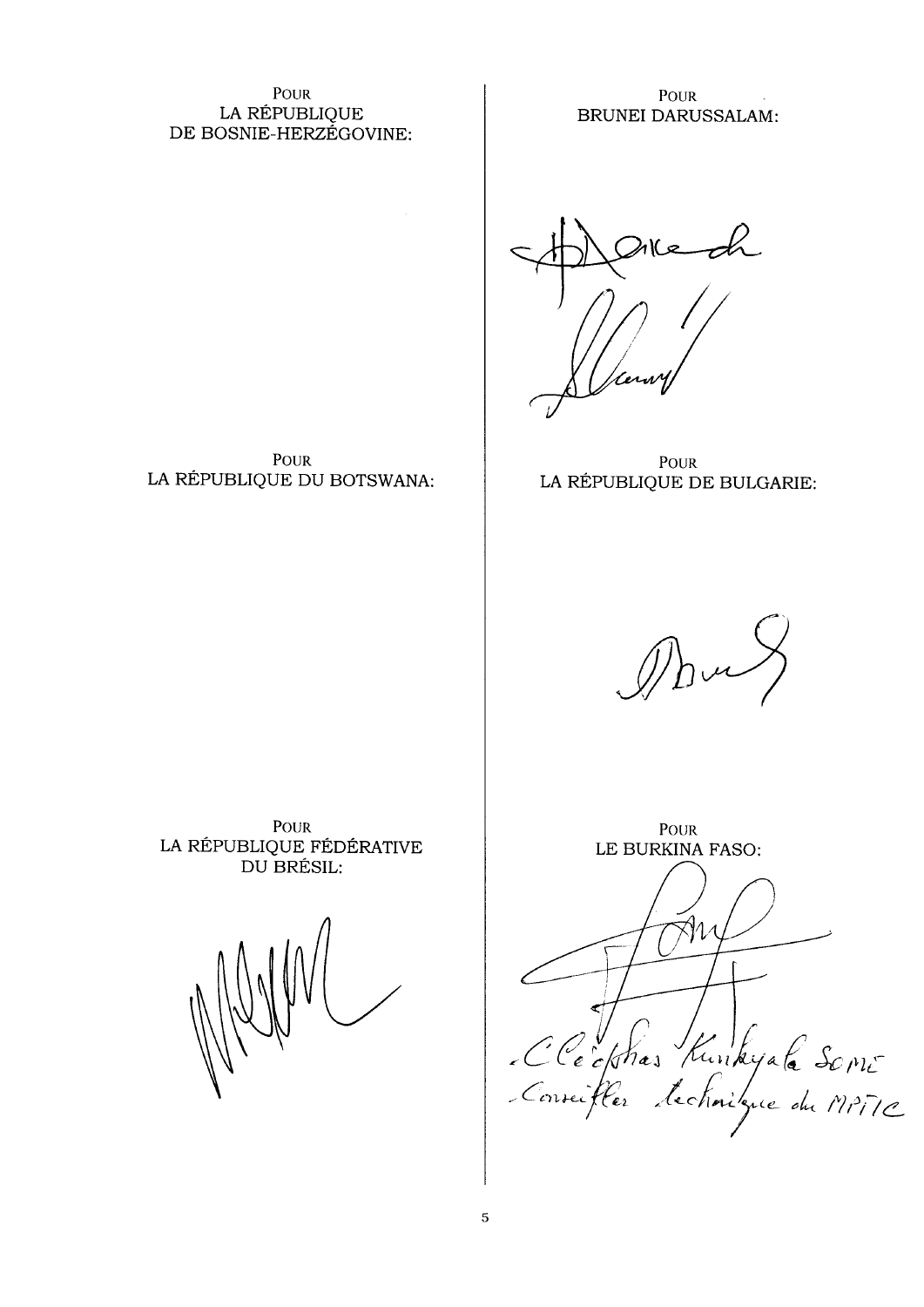POUR
LA RÉPUBLIQUE
DE BOSNIE-HERZÉGOVINE:

POUR
BRUNEI DARUSSALAM:

POUR
LA RÉPUBLIQUE DU BOTSWANA:

POUR
LA RÉPUBLIQUE DE BULGARIE:

POUR
LA RÉPUBLIQUE FÉDÉRATIVE
DU BRÉSIL:

POUR
LE BURKINA FASO:

Cléophas Kinkyala Somé
Conseiller technique du MPTC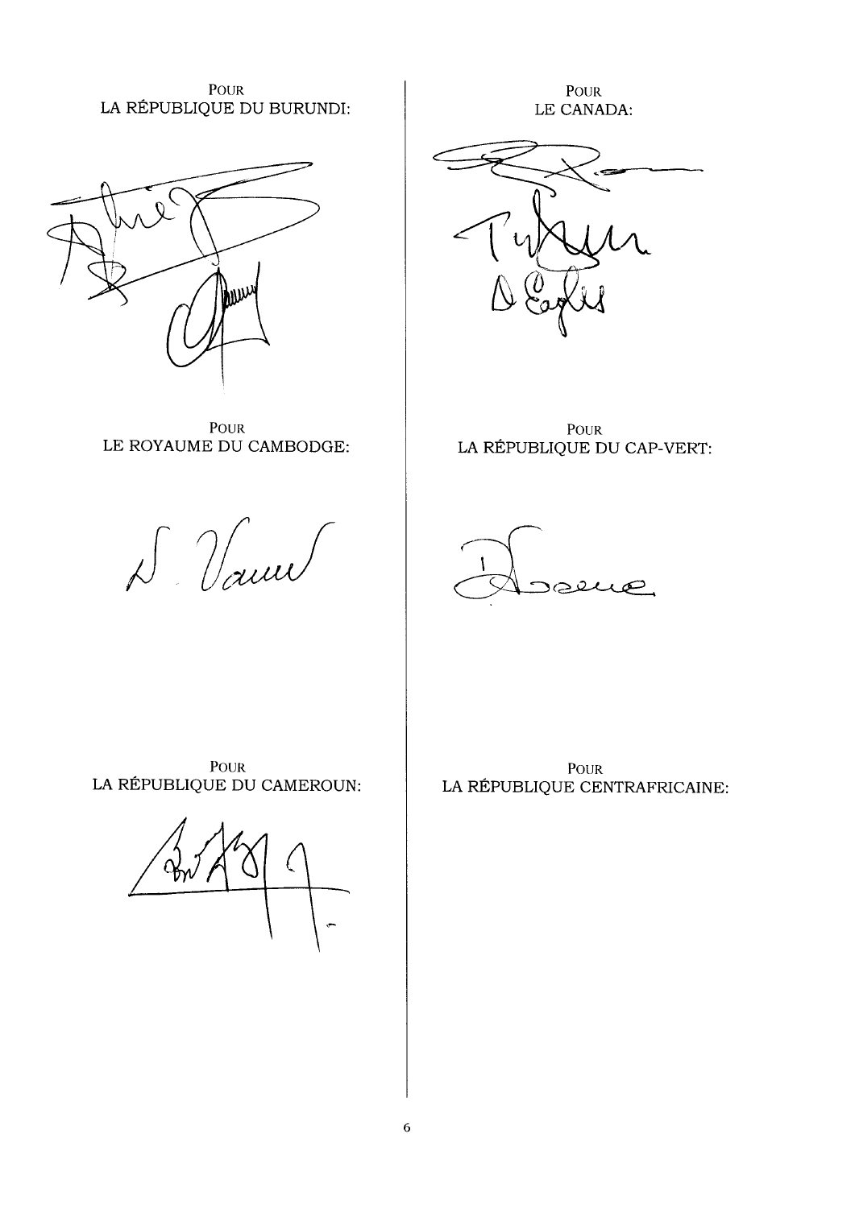POUR
LA RÉPUBLIQUE DU BURUNDI:

POUR
LE CANADA:

POUR
LE ROYAUME DU CAMBODGE:

POUR
LA RÉPUBLIQUE DU CAP-VERT:

POUR
LA RÉPUBLIQUE DU CAMEROUN:

POUR
LA RÉPUBLIQUE CENTRAFRICAINE: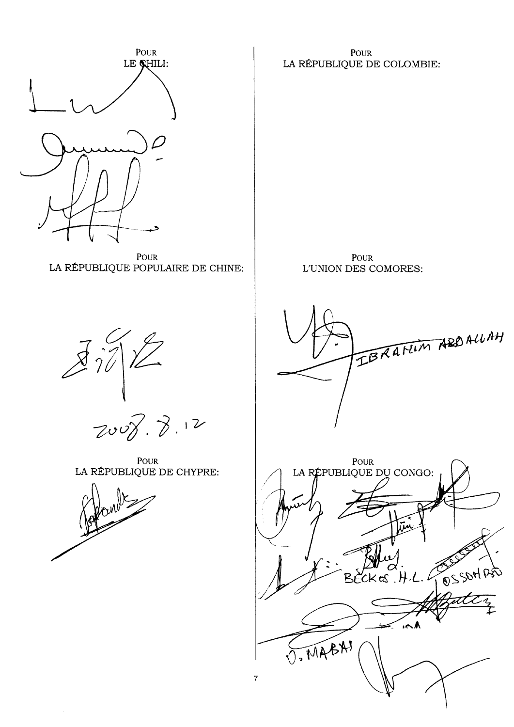POUR
LE CHILI:

POUR
LA RÉPUBLIQUE DE COLOMBIE:

POUR
LA RÉPUBLIQUE POPULAIRE DE CHINE:

2008.8.12

POUR
L'UNION DES COMORES:

IBRAHIM ABDALLAH

POUR
LA RÉPUBLIQUE DE CHYPRE:

POUR
LA RÉPUBLIQUE DU CONGO:

BECKOS. H.L.

OSSOMBO

O. MABAI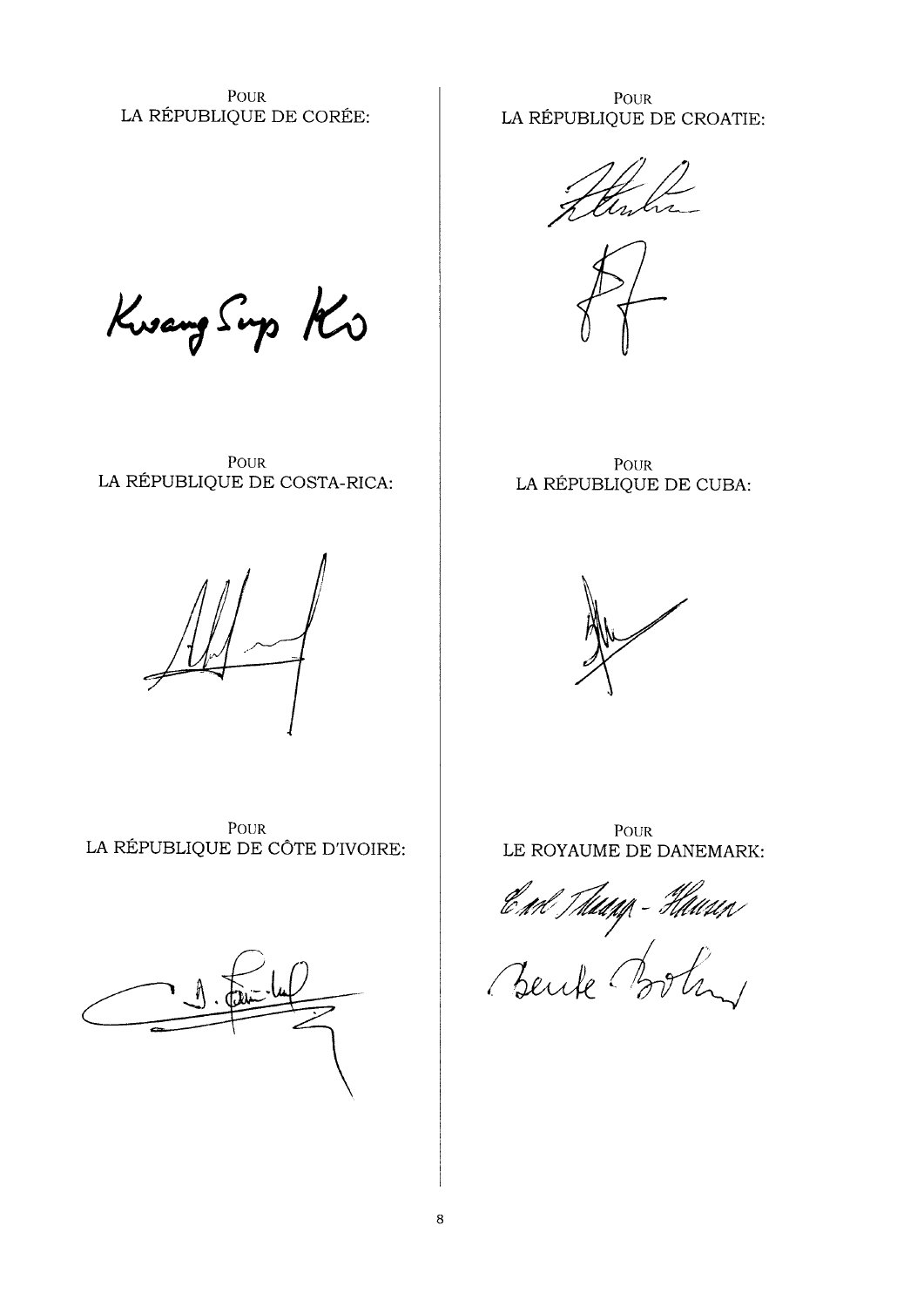POUR
LA RÉPUBLIQUE DE CORÉE:

Kwang Sup Ko

POUR
LA RÉPUBLIQUE DE CROATIE:

POUR
LA RÉPUBLIQUE DE COSTA-RICA:

POUR
LA RÉPUBLIQUE DE CUBA:

POUR
LA RÉPUBLIQUE DE CÔTE D'IVOIRE:

POUR
LE ROYAUME DE DANEMARK:

Carl Thaarup-Hansen

Bente Bohn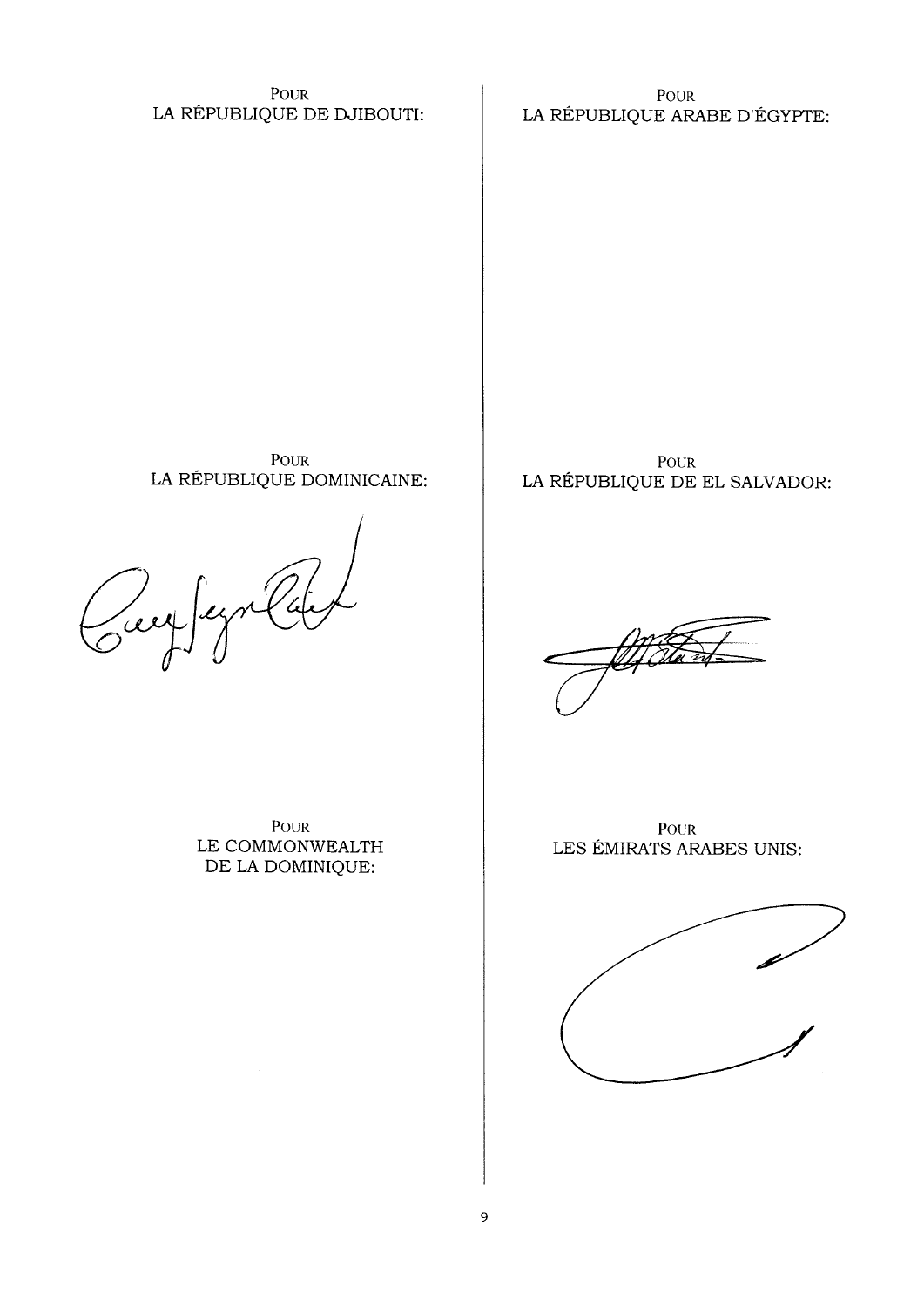POUR
LA RÉPUBLIQUE DE DJIBOUTI:

POUR
LA RÉPUBLIQUE ARABE D'ÉGYPTE:

POUR
LA RÉPUBLIQUE DOMINICAINE:

POUR
LA RÉPUBLIQUE DE EL SALVADOR:

POUR
LE COMMONWEALTH
DE LA DOMINIQUE:

POUR
LES ÉMIRATS ARABES UNIS: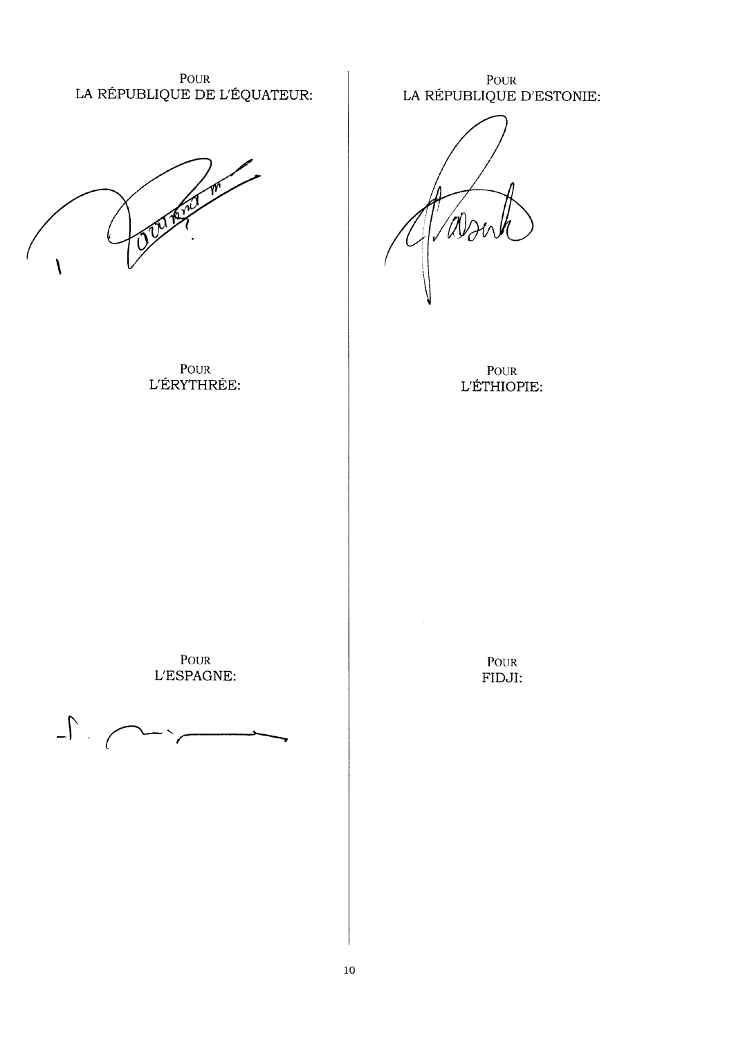POUR
LA RÉPUBLIQUE DE L'ÉQUATEUR:

POUR
LA RÉPUBLIQUE D'ESTONIE:

POUR
L'ÉRYTHRÉE:

POUR
L'ÉTHIOPIE:

POUR
L'ESPAGNE:

POUR
FIDJI: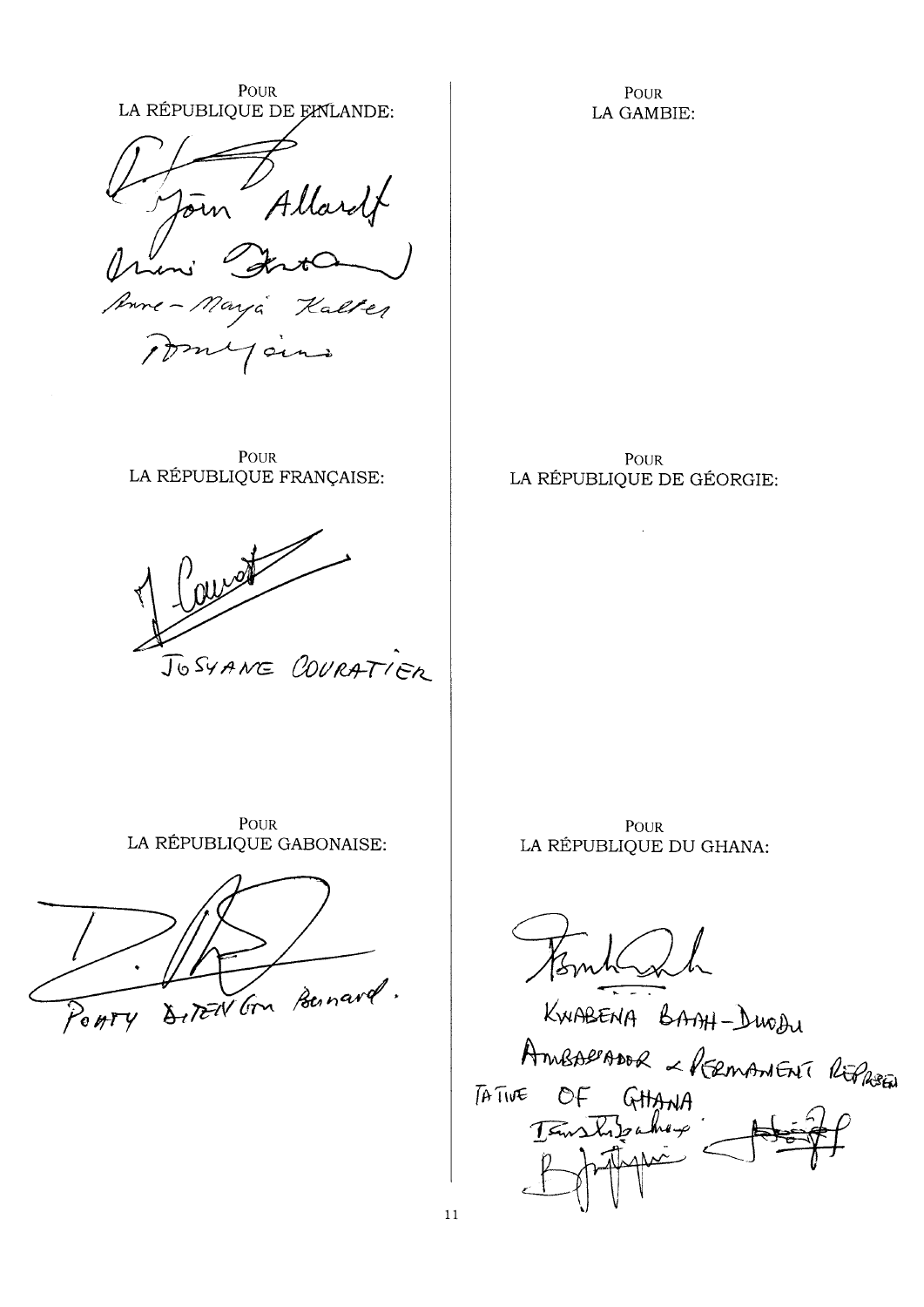POUR
LA RÉPUBLIQUE DE FINLANDE:

Jörn Allardt

Anne-Marja Kalter

POUR
LA GAMBIE:

POUR
LA RÉPUBLIQUE FRANÇAISE:

JOSYANE COURATIER

POUR
LA RÉPUBLIQUE DE GÉORGIE:

POUR
LA RÉPUBLIQUE GABONAISE:

POATY DITENGOU Bernard.

POUR
LA RÉPUBLIQUE DU GHANA:

KWABENA BAAH-DUODU
AMBASSADOR & PERMANENT REPRESENTATIVE OF GHANA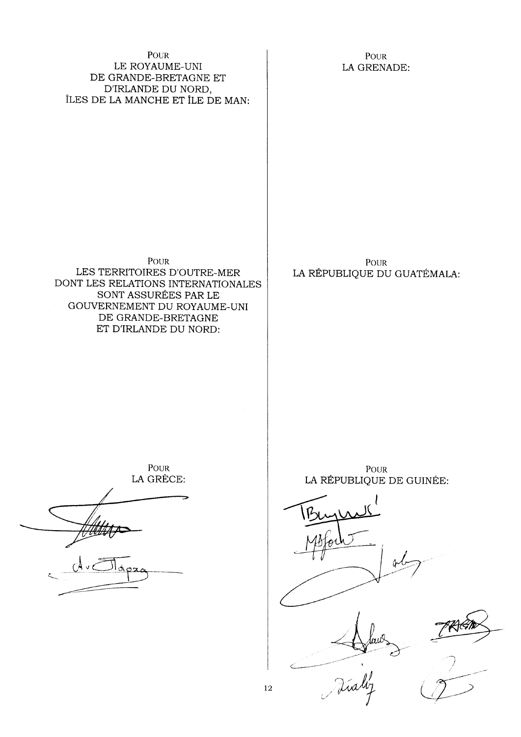POUR
LE ROYAUME-UNI
DE GRANDE-BRETAGNE ET
D'IRLANDE DU NORD,
ÎLES DE LA MANCHE ET ÎLE DE MAN:

POUR
LA GRENADE:

POUR
LES TERRITOIRES D'OUTRE-MER
DONT LES RELATIONS INTERNATIONALES
SONT ASSURÉES PAR LE
GOUVERNEMENT DU ROYAUME-UNI
DE GRANDE-BRETAGNE
ET D'IRLANDE DU NORD:

POUR
LA RÉPUBLIQUE DU GUATÉMALA:

POUR
LA GRÈCE:

POUR
LA RÉPUBLIQUE DE GUINÉE: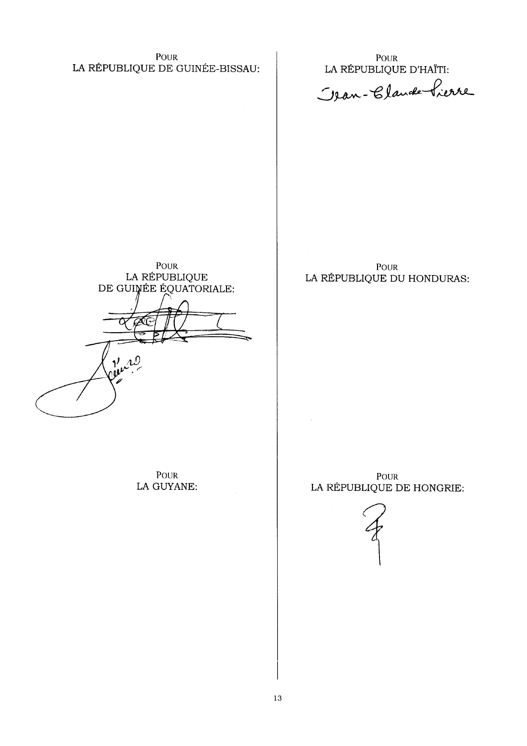POUR
LA RÉPUBLIQUE DE GUINÉE-BISSAU:

POUR
LA RÉPUBLIQUE
DE GUINÉE ÉQUATORIALE:

POUR
LA GUYANE:

POUR
LA RÉPUBLIQUE D'HAÏTI:

Jean-Claude Pierre

POUR
LA RÉPUBLIQUE DU HONDURAS:

POUR
LA RÉPUBLIQUE DE HONGRIE: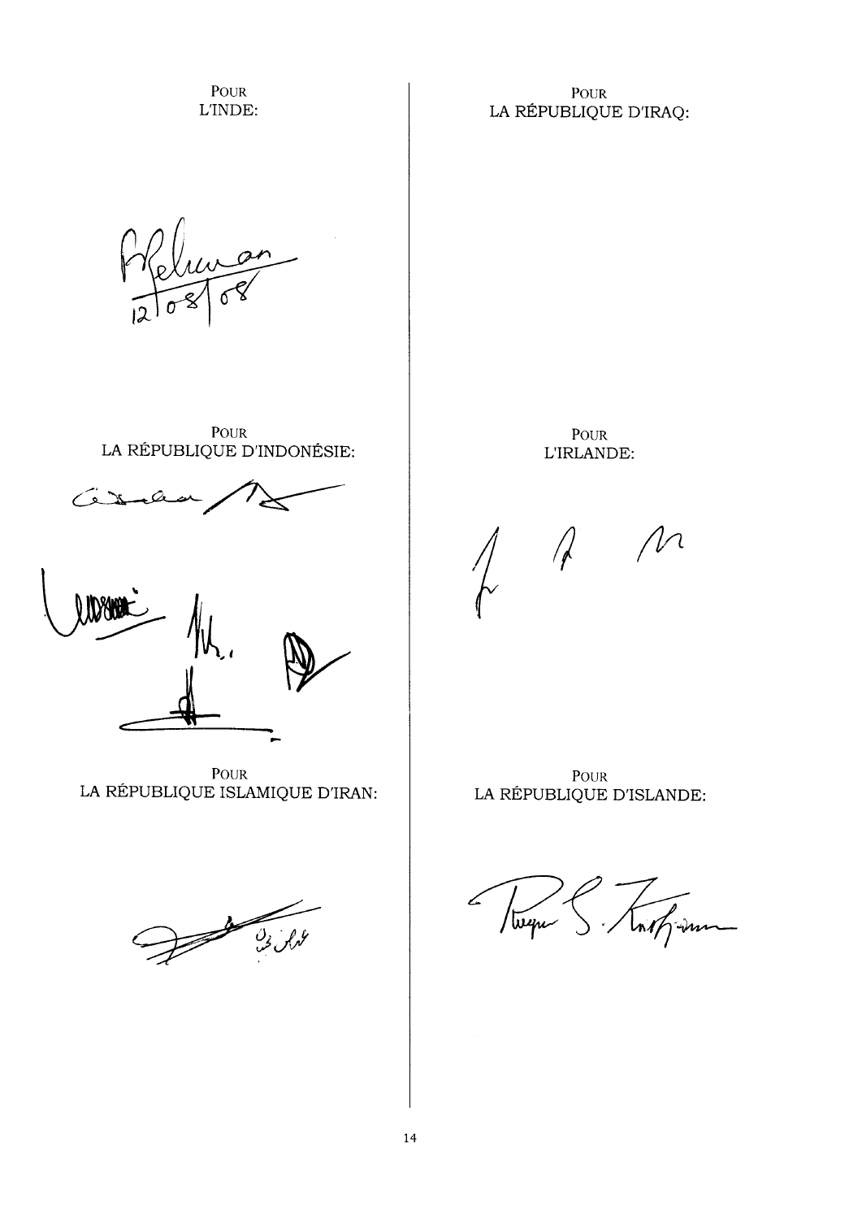POUR
L'INDE:

12/08/08

POUR
LA RÉPUBLIQUE D'INDONÉSIE:

POUR
LA RÉPUBLIQUE ISLAMIQUE D'IRAN:

POUR
LA RÉPUBLIQUE D'IRAQ:

POUR
L'IRLANDE:

POUR
LA RÉPUBLIQUE D'ISLANDE: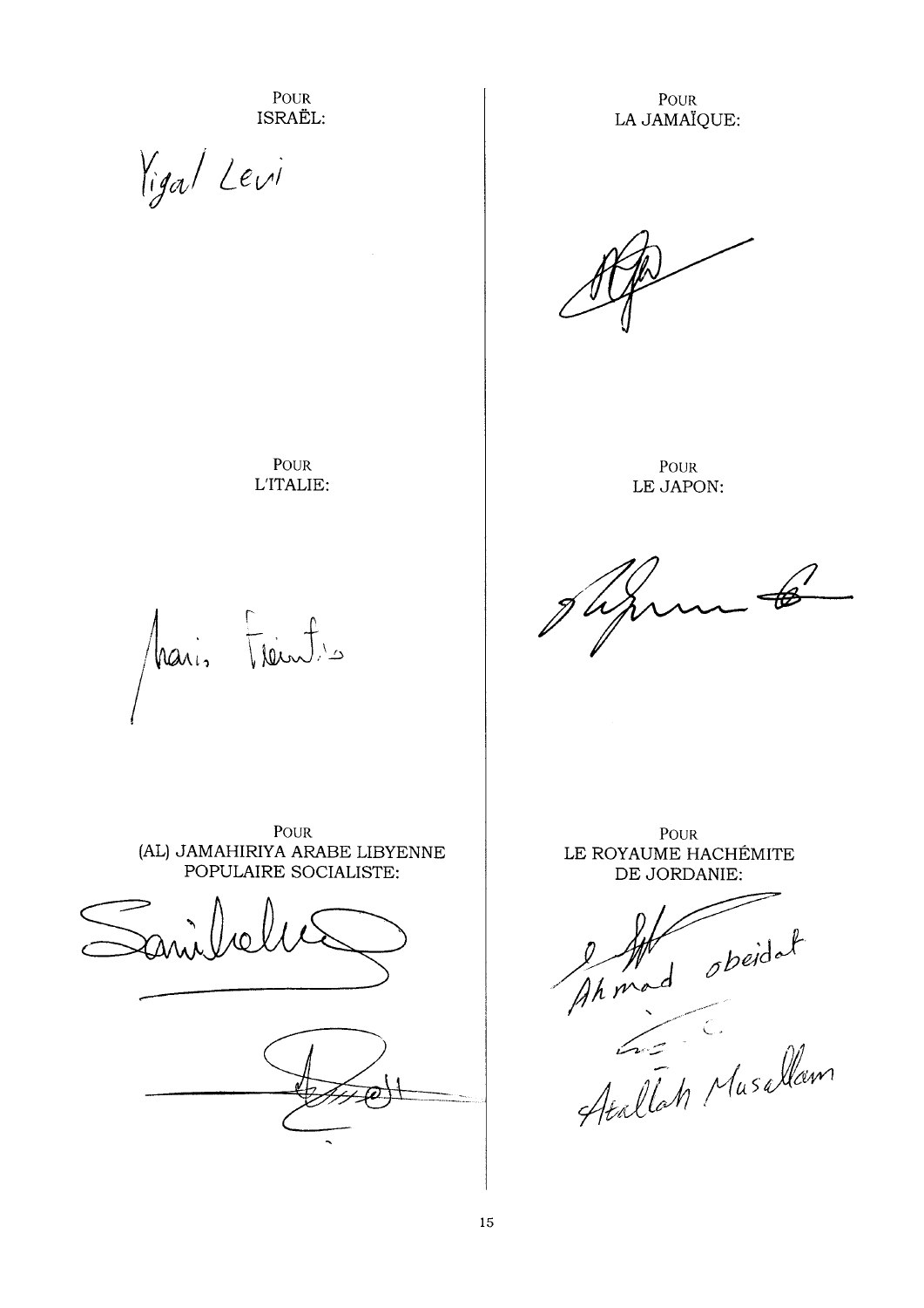POUR
ISRAËL:

Yigal Levi

POUR
LA JAMAÏQUE:

POUR
L'ITALIE:

POUR
LE JAPON:

POUR
(AL) JAMAHIRIYA ARABE LIBYENNE
POPULAIRE SOCIALISTE:

POUR
LE ROYAUME HACHÉMITE
DE JORDANIE:

Ahmad Obeidat

Atallah Musallam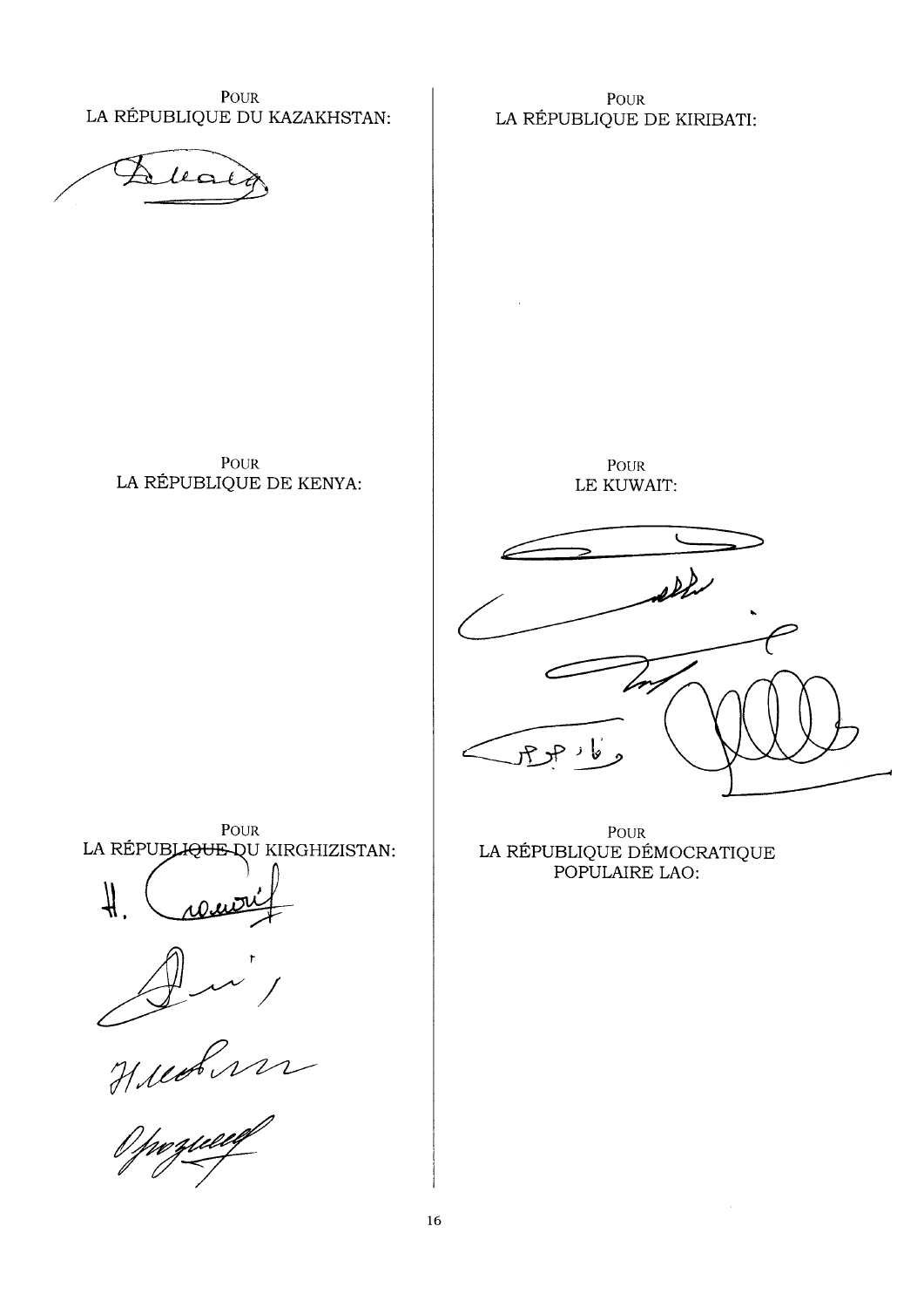POUR
LA RÉPUBLIQUE DU KAZAKHSTAN:

POUR
LA RÉPUBLIQUE DE KIRIBATI:

POUR
LA RÉPUBLIQUE DE KENYA:

POUR
LE KUWAIT:

POUR
LA RÉPUBLIQUE DU KIRGHIZISTAN:

POUR
LA RÉPUBLIQUE DÉMOCRATIQUE
POPULAIRE LAO: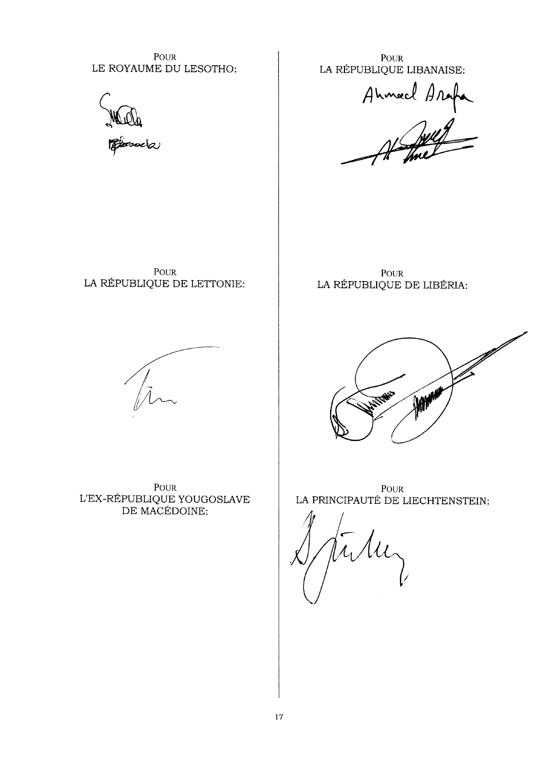POUR
LE ROYAUME DU LESOTHO:

POUR
LA RÉPUBLIQUE LIBANAISE:

Ahmad Arafa

POUR
LA RÉPUBLIQUE DE LETTONIE:

POUR
LA RÉPUBLIQUE DE LIBÉRIA:

POUR
L'EX-RÉPUBLIQUE YOUGOSLAVE
DE MACÉDOINE:

POUR
LA PRINCIPAUTÉ DE LIECHTENSTEIN: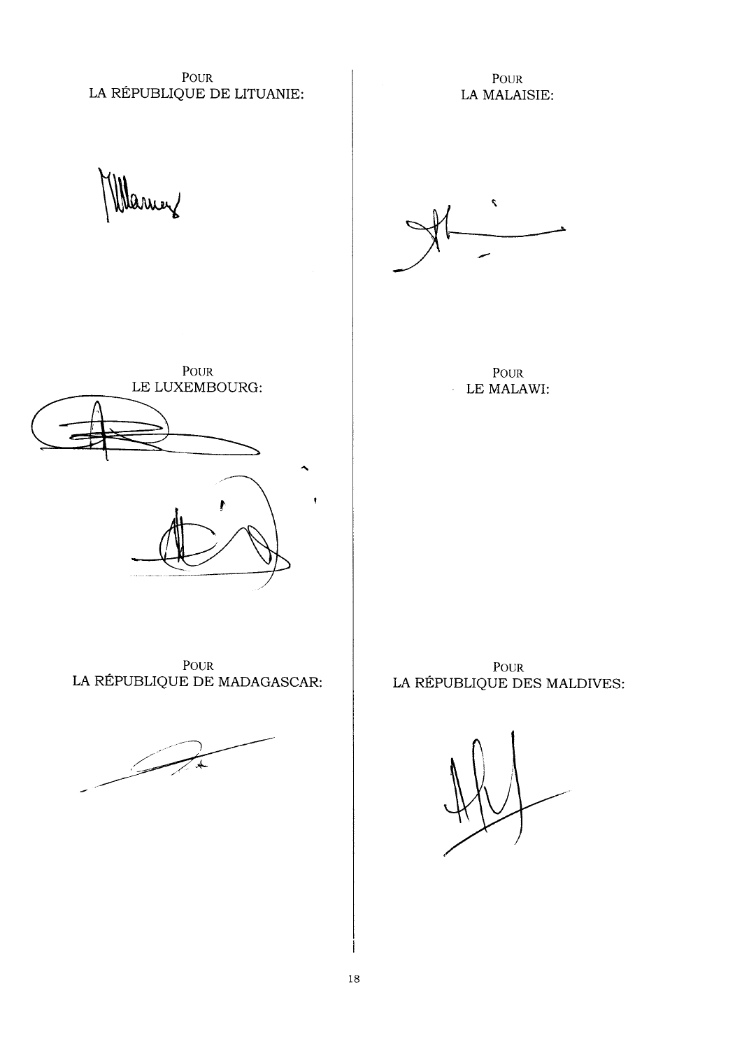POUR
LA RÉPUBLIQUE DE LITUANIE:

POUR
LE LUXEMBOURG:

POUR
LA RÉPUBLIQUE DE MADAGASCAR:

POUR
LA MALAISIE:

POUR
LE MALAWI:

POUR
LA RÉPUBLIQUE DES MALDIVES: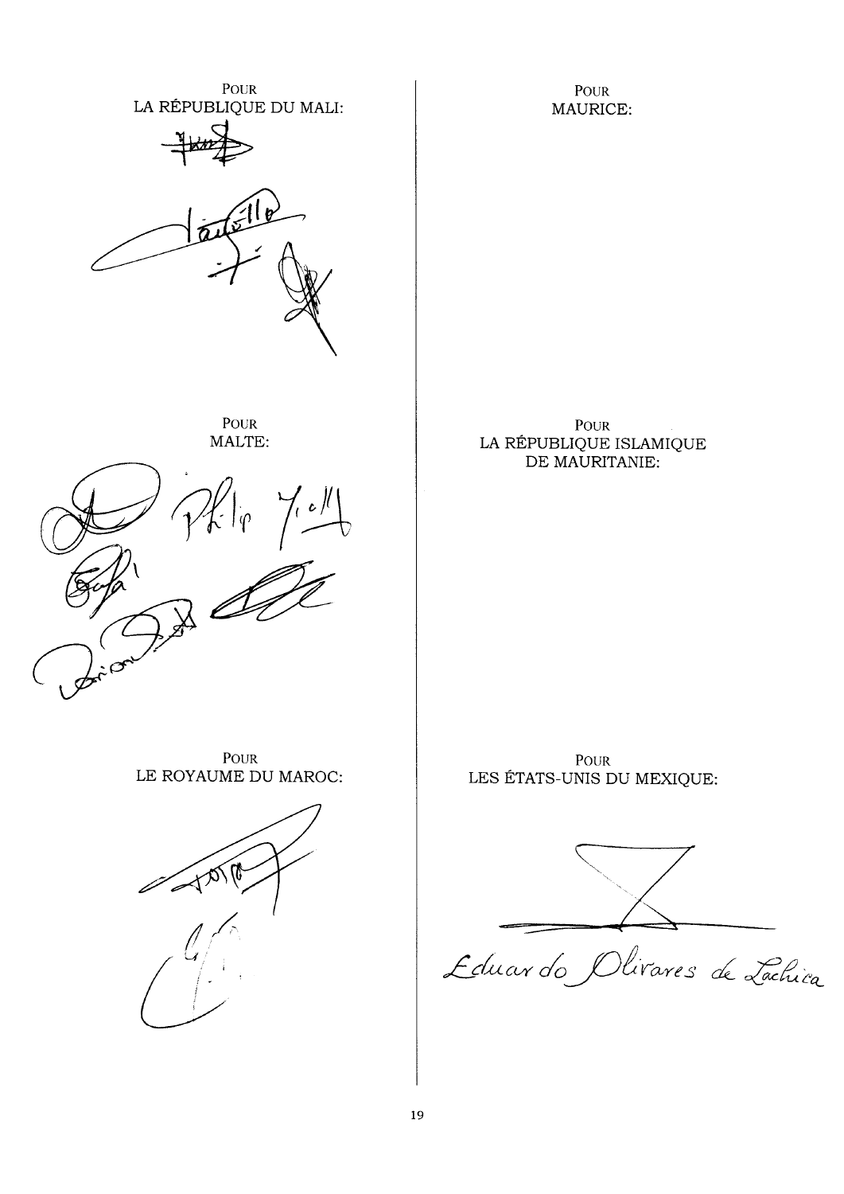POUR
LA RÉPUBLIQUE DU MALI:

POUR
MALTE:

Philip Yeoll

POUR
LE ROYAUME DU MAROC:

POUR
MAURICE:

POUR
LA RÉPUBLIQUE ISLAMIQUE
DE MAURITANIE:

POUR
LES ÉTATS-UNIS DU MEXIQUE:

Eduardo Olivares de Lachica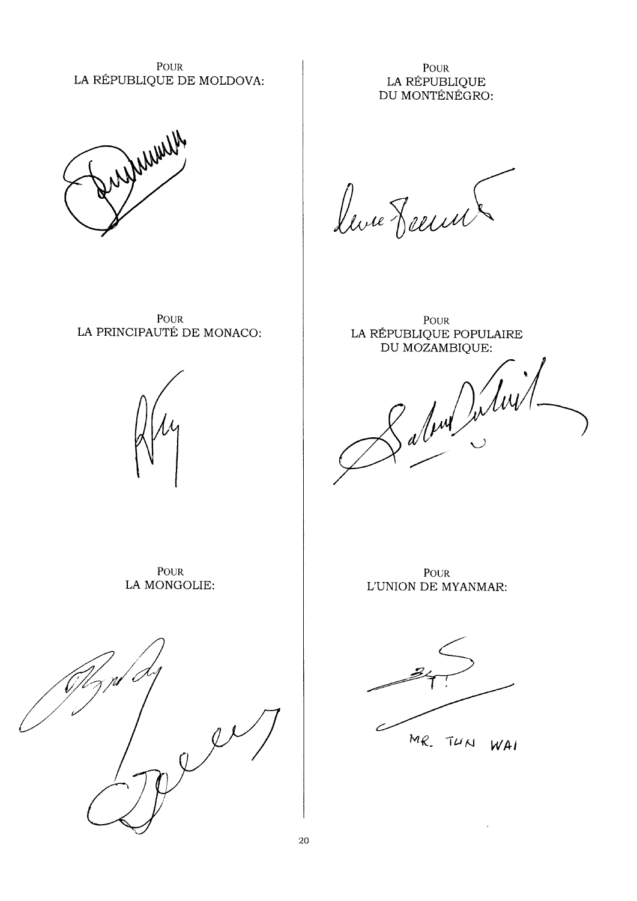POUR
LA RÉPUBLIQUE DE MOLDOVA:

POUR
LA RÉPUBLIQUE
DU MONTÉNÉGRO:

POUR
LA PRINCIPAUTÉ DE MONACO:

POUR
LA RÉPUBLIQUE POPULAIRE
DU MOZAMBIQUE:

POUR
LA MONGOLIE:

POUR
L'UNION DE MYANMAR:

MR. TUN WAI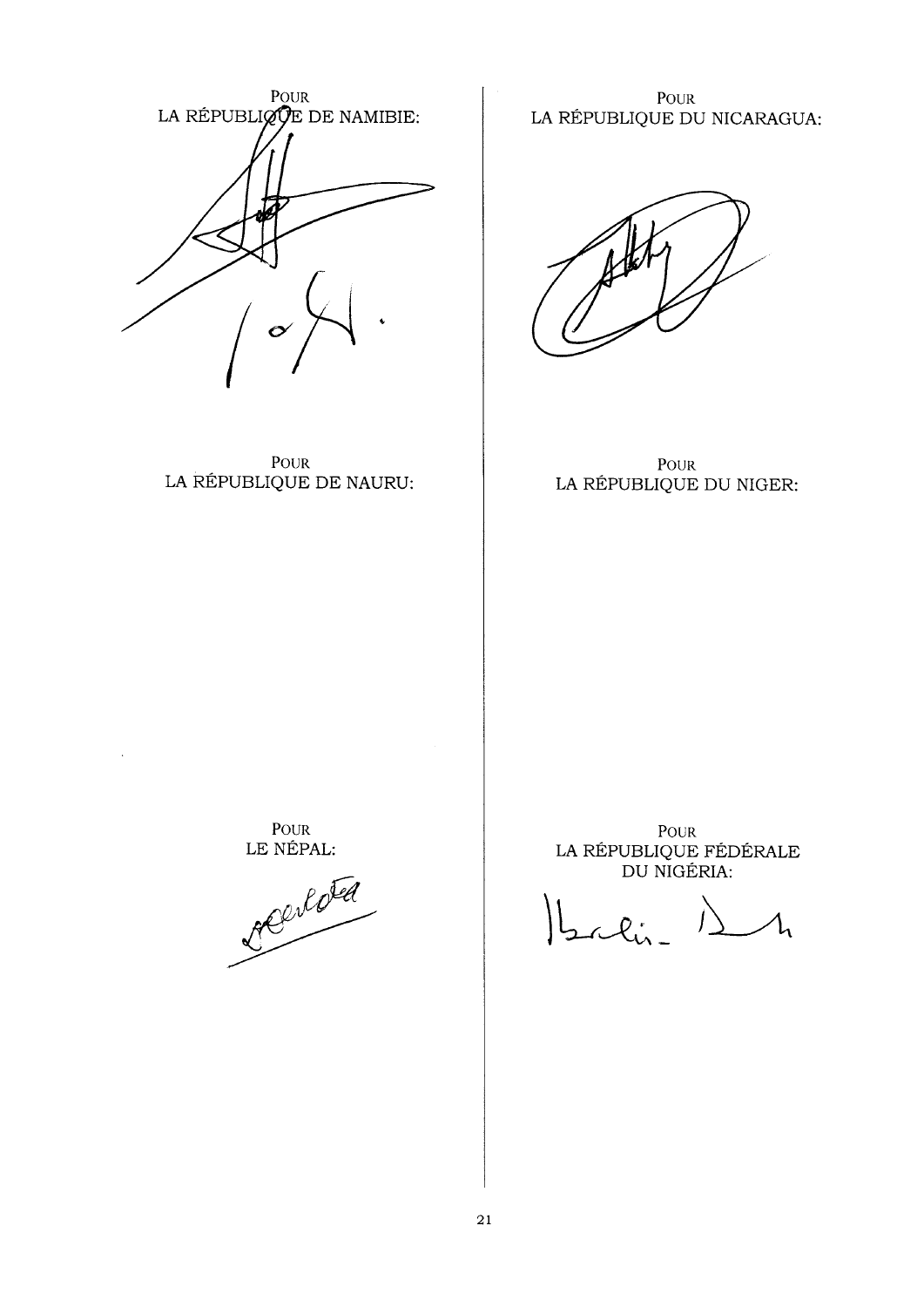POUR
LA RÉPUBLIQUE DE NAMIBIE:

POUR
LA RÉPUBLIQUE DU NICARAGUA:

POUR
LA RÉPUBLIQUE DE NAURU:

POUR
LA RÉPUBLIQUE DU NIGER:

POUR
LE NÉPAL:

POUR
LA RÉPUBLIQUE FÉDÉRALE
DU NIGÉRIA: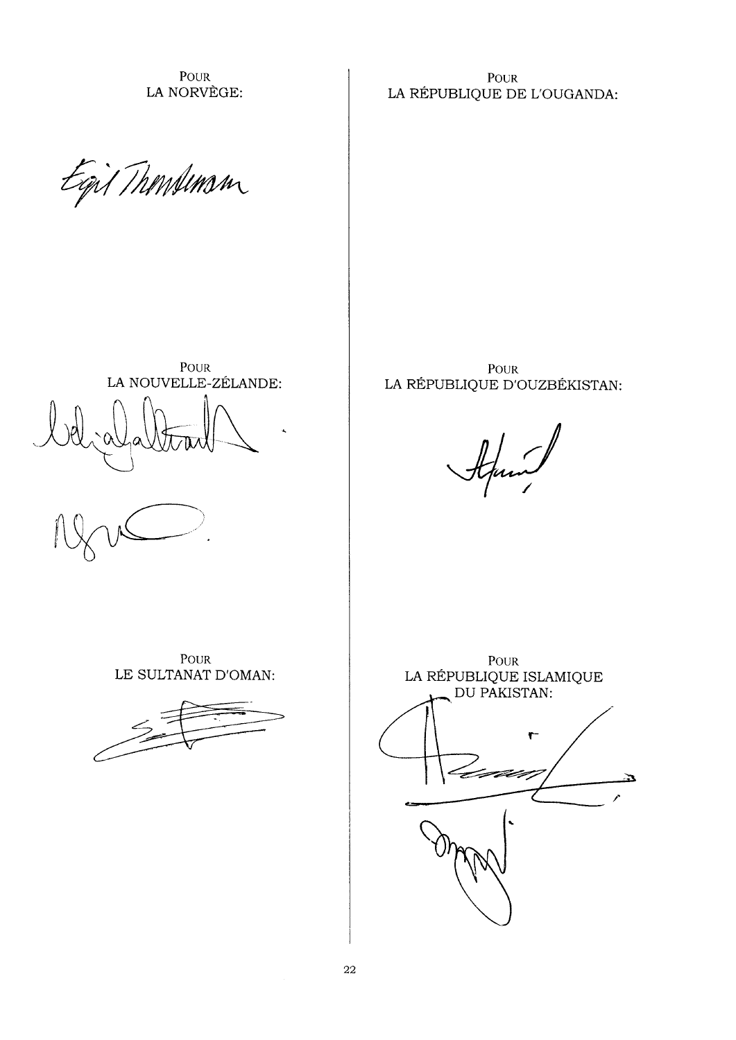POUR
LA NORVÈGE:

POUR
LA RÉPUBLIQUE DE L'OUGANDA:

POUR
LA NOUVELLE-ZÉLANDE:

POUR
LA RÉPUBLIQUE D'OUZBÉKISTAN:

POUR
LE SULTANAT D'OMAN:

POUR
LA RÉPUBLIQUE ISLAMIQUE
DU PAKISTAN: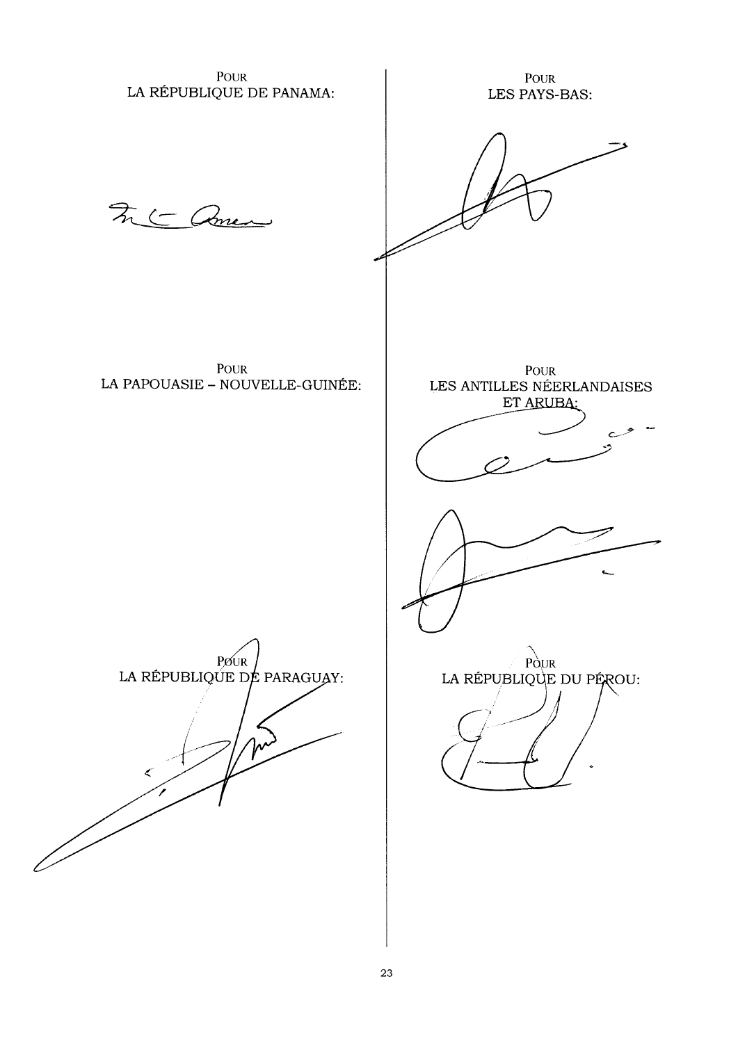POUR
LA RÉPUBLIQUE DE PANAMA:

POUR
LA PAPOUASIE – NOUVELLE-GUINÉE:

POUR
LA RÉPUBLIQUE DE PARAGUAY:

POUR
LES PAYS-BAS:

POUR
LES ANTILLES NÉERLANDAISES
ET ARUBA:

POUR
LA RÉPUBLIQUE DU PÉROU: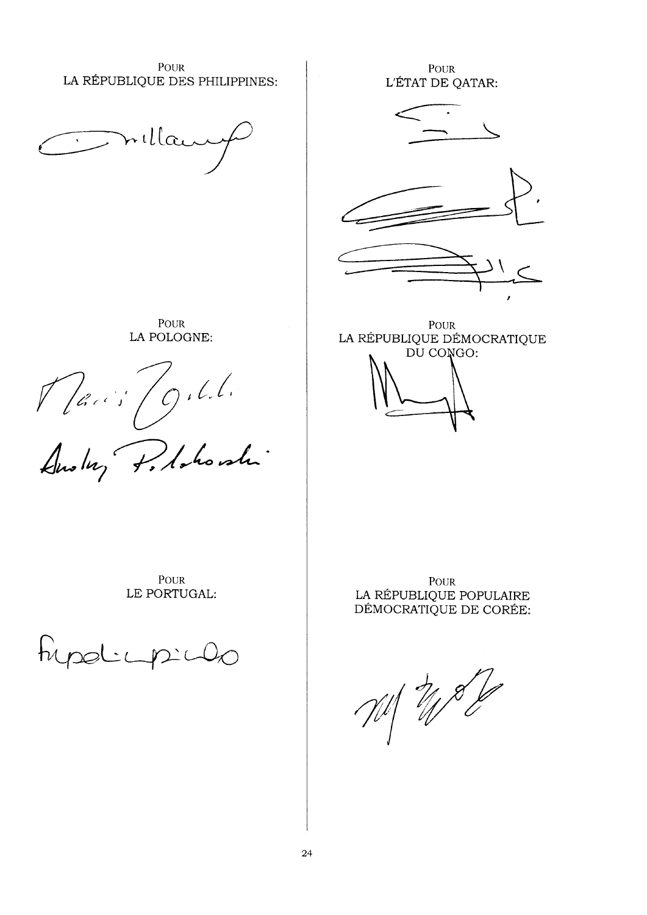POUR
LA RÉPUBLIQUE DES PHILIPPINES:

POUR
L'ÉTAT DE QATAR:

POUR
LA POLOGNE:

POUR
LA RÉPUBLIQUE DÉMOCRATIQUE
DU CONGO:

POUR
LE PORTUGAL:

POUR
LA RÉPUBLIQUE POPULAIRE
DÉMOCRATIQUE DE CORÉE: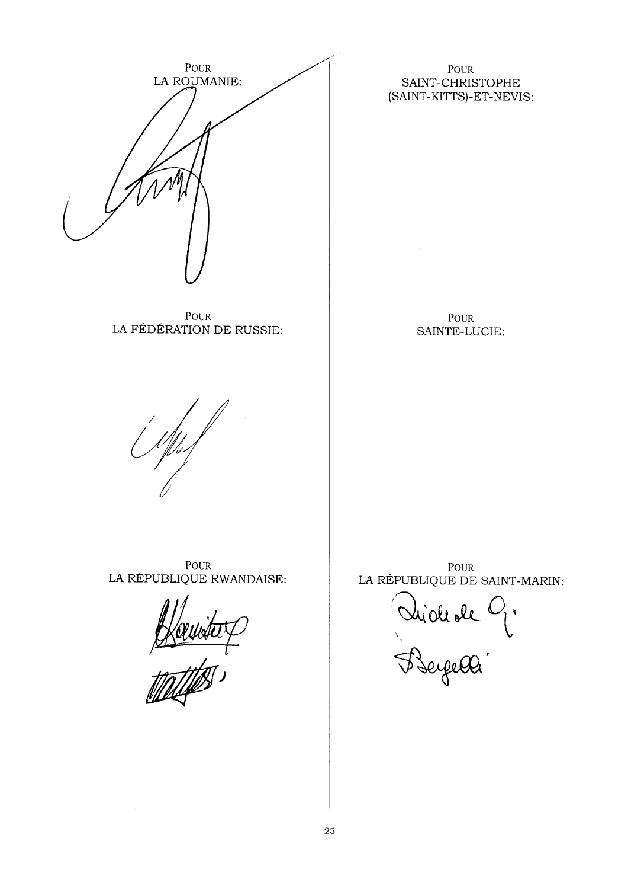POUR
LA ROUMANIE:

POUR
LA FÉDÉRATION DE RUSSIE:

POUR
LA RÉPUBLIQUE RWANDAISE:

POUR
SAINT-CHRISTOPHE
(SAINT-KITTS)-ET-NEVIS:

POUR
SAINTE-LUCIE:

POUR
LA RÉPUBLIQUE DE SAINT-MARIN: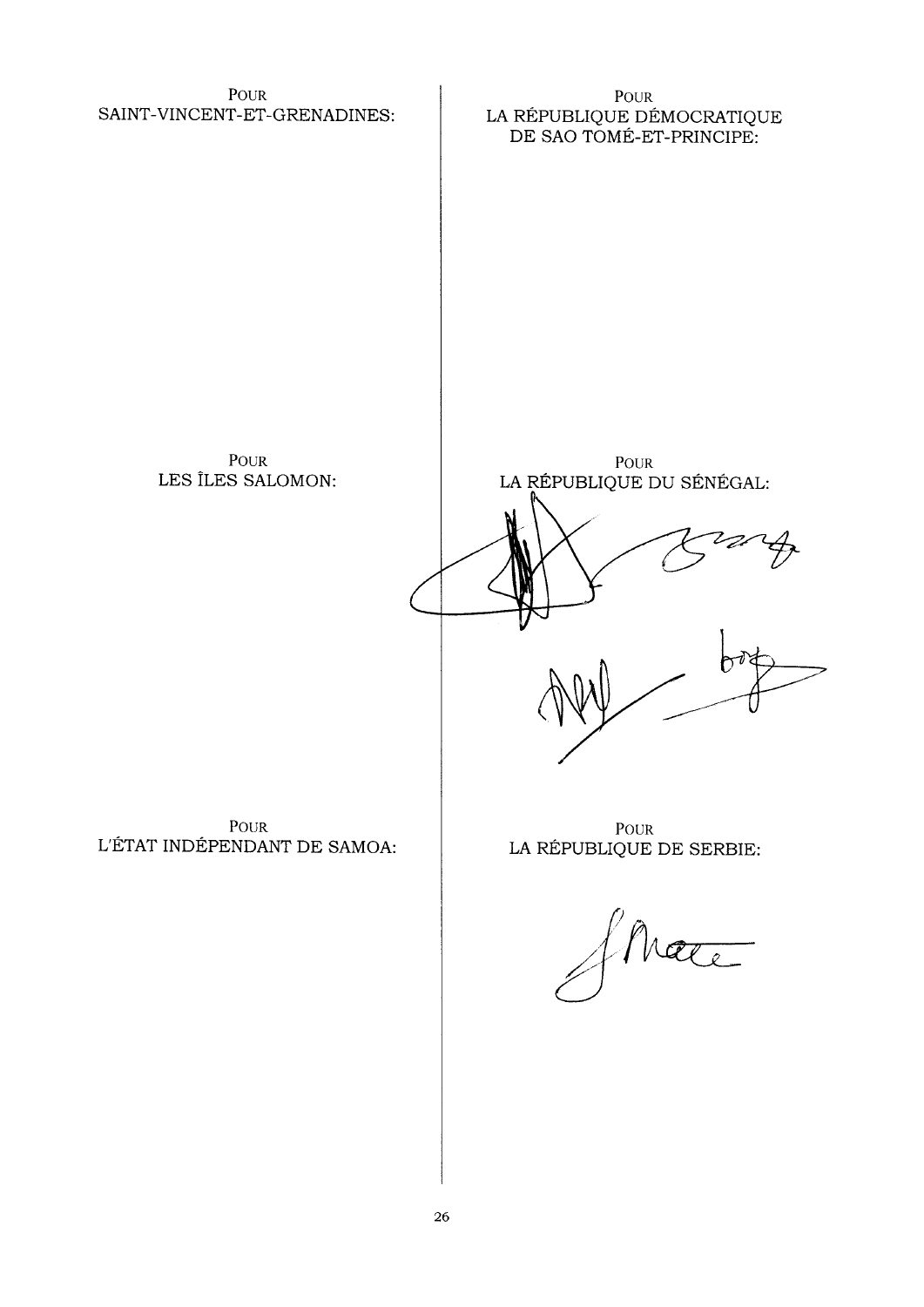POUR
SAINT-VINCENT-ET-GRENADINES:

POUR
LA RÉPUBLIQUE DÉMOCRATIQUE
DE SAO TOMÉ-ET-PRINCIPE:

POUR
LES ÎLES SALOMON:

POUR
LA RÉPUBLIQUE DU SÉNÉGAL:

POUR
L'ÉTAT INDÉPENDANT DE SAMOA:

POUR
LA RÉPUBLIQUE DE SERBIE: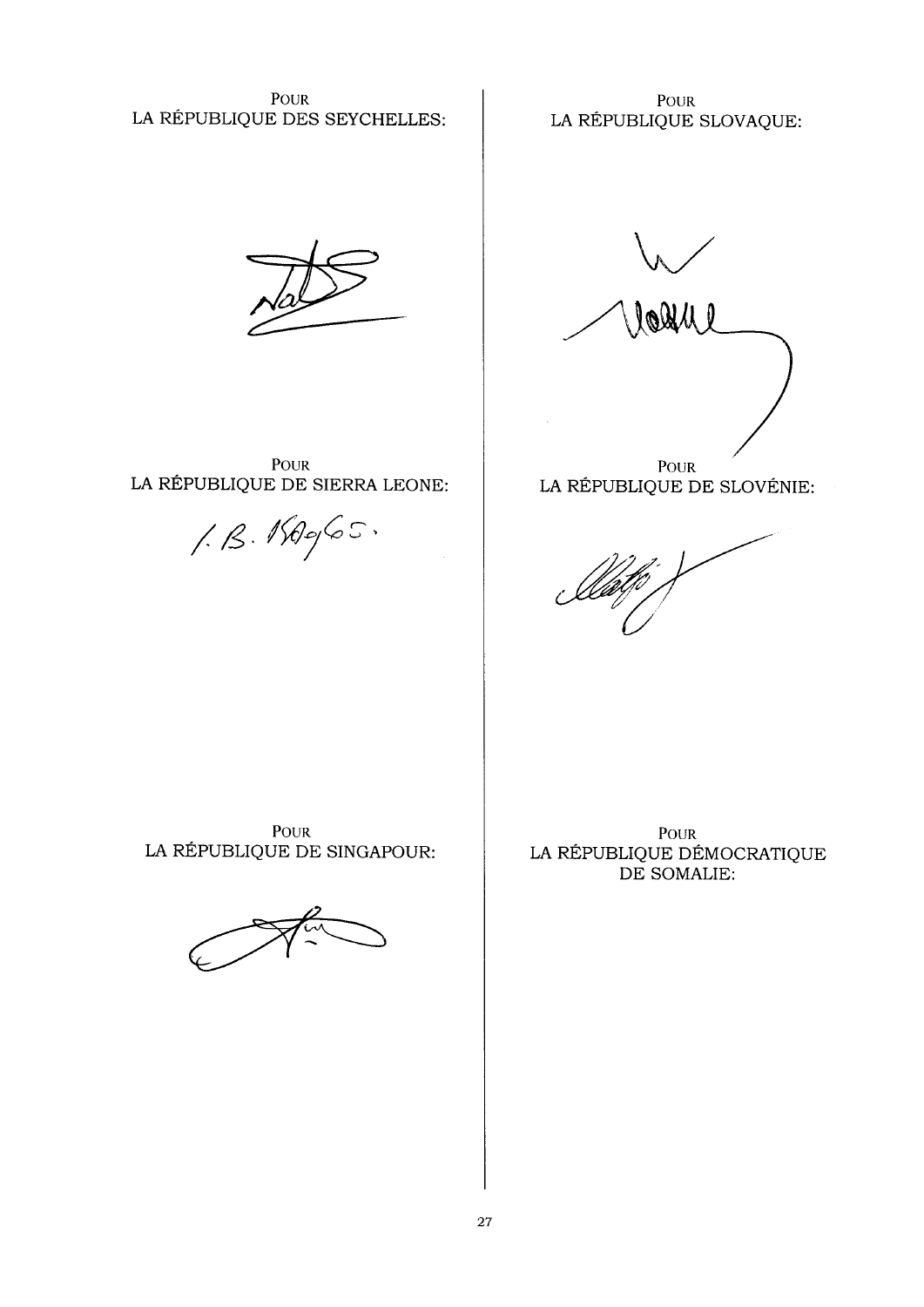POUR
LA RÉPUBLIQUE DES SEYCHELLES:

POUR
LA RÉPUBLIQUE DE SIERRA LEONE:

POUR
LA RÉPUBLIQUE DE SINGAPOUR:

POUR
LA RÉPUBLIQUE SLOVAQUE:

POUR
LA RÉPUBLIQUE DE SLOVÉNIE:

POUR
LA RÉPUBLIQUE DÉMOCRATIQUE
DE SOMALIE: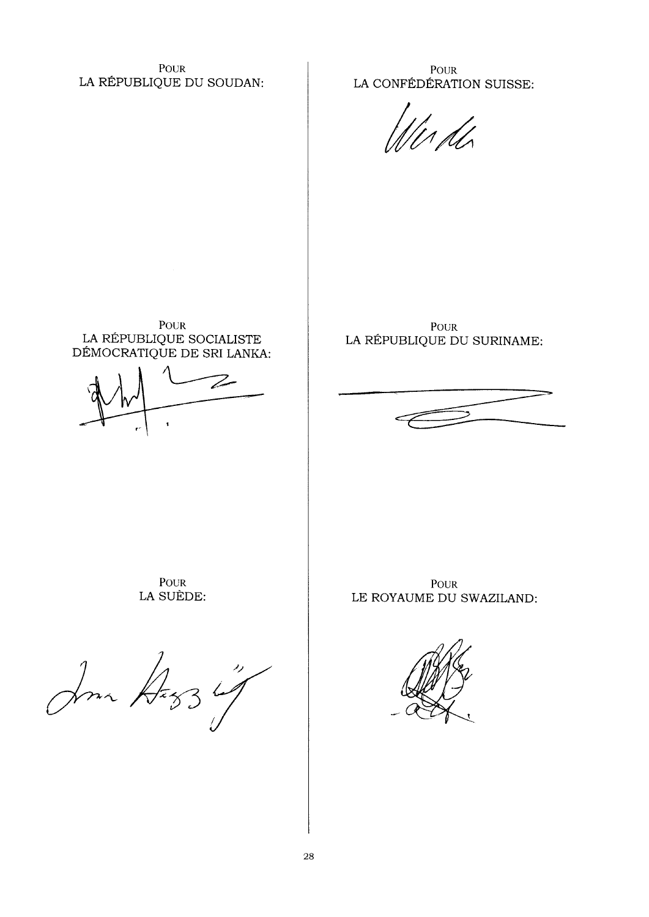POUR
LA RÉPUBLIQUE DU SOUDAN:

POUR
LA CONFÉDÉRATION SUISSE:

POUR
LA RÉPUBLIQUE SOCIALISTE DÉMOCRATIQUE DE SRI LANKA:

POUR
LA RÉPUBLIQUE DU SURINAME:

POUR
LA SUÈDE:

POUR
LE ROYAUME DU SWAZILAND: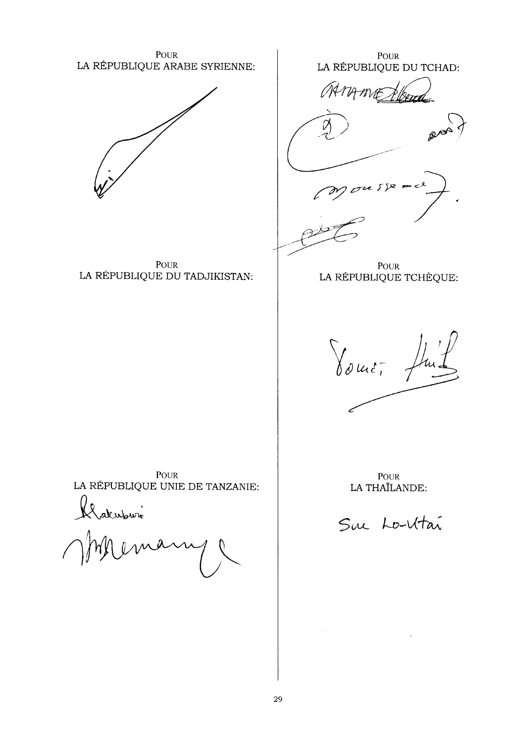POUR
LA RÉPUBLIQUE ARABE SYRIENNE:

POUR
LA RÉPUBLIQUE DU TCHAD:

POUR
LA RÉPUBLIQUE DU TADJIKISTAN:

POUR
LA RÉPUBLIQUE TCHÈQUE:

POUR
LA RÉPUBLIQUE UNIE DE TANZANIE:

POUR
LA THAÏLANDE:

Sue Lo-Utai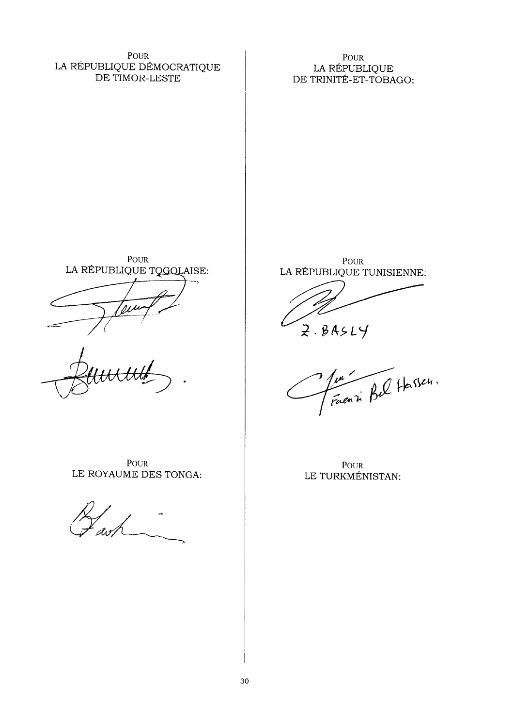POUR
LA RÉPUBLIQUE DÉMOCRATIQUE
DE TIMOR-LESTE

POUR
LA RÉPUBLIQUE
DE TRINITÉ-ET-TOBAGO:

POUR
LA RÉPUBLIQUE TOGOLAISE:

POUR
LA RÉPUBLIQUE TUNISIENNE:

Z. BASLY

Fawzi Bel Hassen.

POUR
LE ROYAUME DES TONGA:

POUR
LE TURKMÉNISTAN: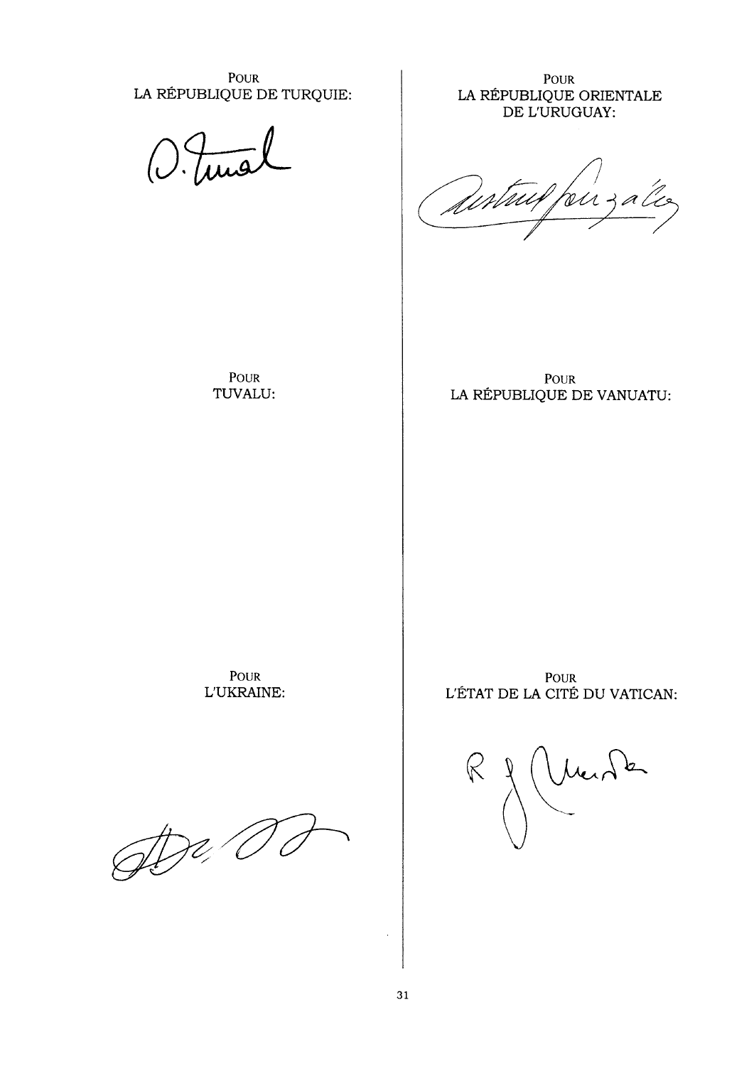POUR
LA RÉPUBLIQUE DE TURQUIE:

POUR
LA RÉPUBLIQUE ORIENTALE
DE L'URUGUAY:

POUR
TUVALU:

POUR
LA RÉPUBLIQUE DE VANUATU:

POUR
L'UKRAINE:

POUR
L'ÉTAT DE LA CITÉ DU VATICAN: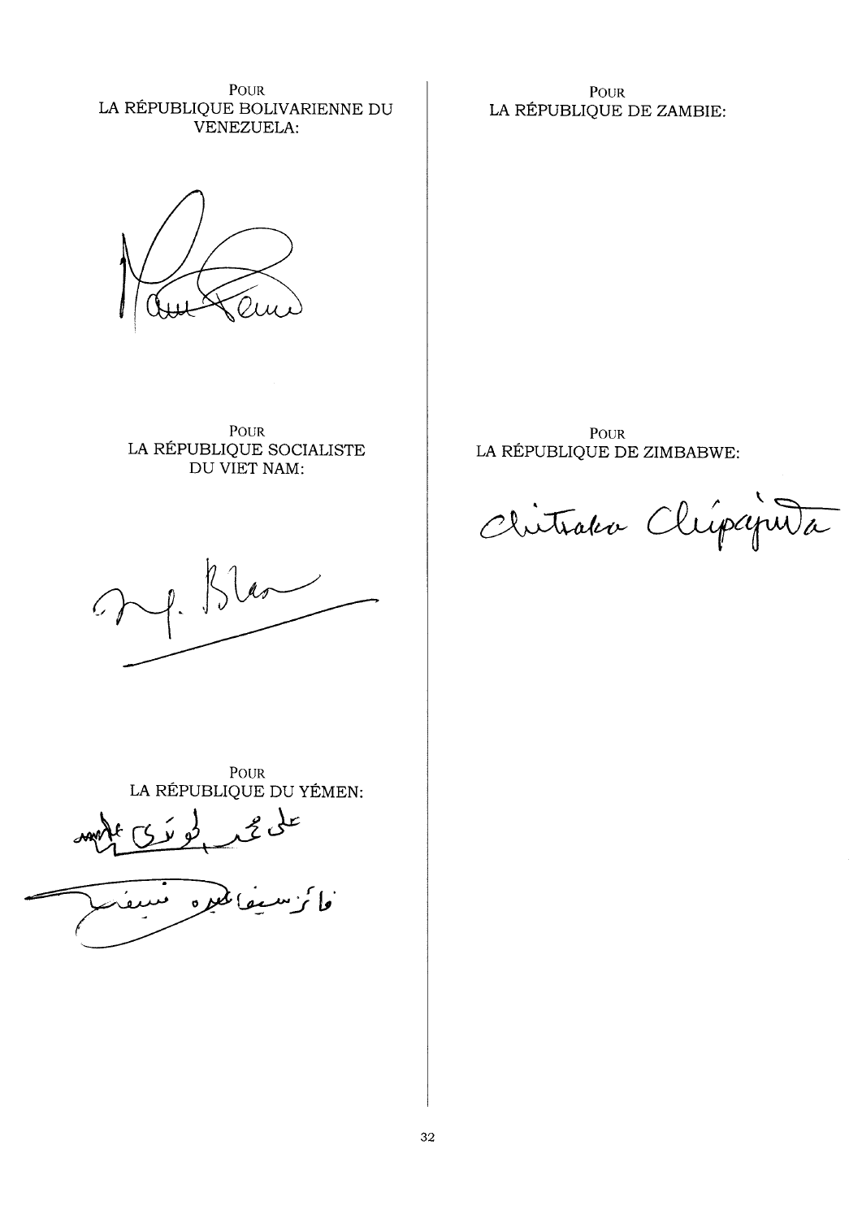POUR
LA RÉPUBLIQUE BOLIVARIENNE DU VENEZUELA:

POUR
LA RÉPUBLIQUE SOCIALISTE
DU VIET NAM:

POUR
LA RÉPUBLIQUE DU YÉMEN:

POUR
LA RÉPUBLIQUE DE ZAMBIE:

POUR
LA RÉPUBLIQUE DE ZIMBABWE:

Chitsaka Chipaziwa